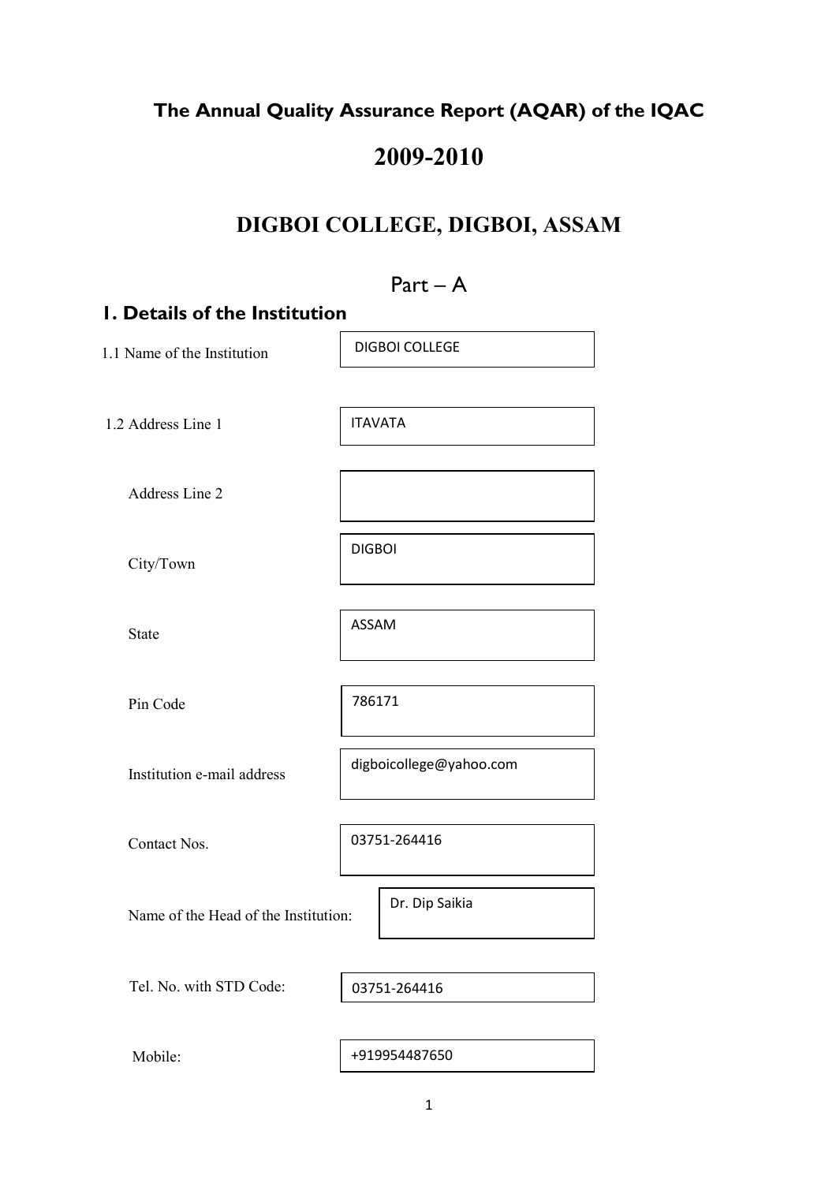# The Annual Quality Assurance Report (AQAR) of the IQAC

# 2009-2010

# DIGBOI COLLEGE, DIGBOI, ASSAM

## Part – A

## 1. Details of the Institution

| | |
|---|---|
| 1.1 Name of the Institution | DIGBOI COLLEGE |
| 1.2 Address Line 1 | ITAVATA |
| Address Line 2 | |
| City/Town | DIGBOI |
| State | ASSAM |
| Pin Code | 786171 |
| Institution e-mail address | digboicollege@yahoo.com |
| Contact Nos. | 03751-264416 |
| Name of the Head of the Institution: | Dr. Dip Saikia |
| Tel. No. with STD Code: | 03751-264416 |
| Mobile: | +919954487650 |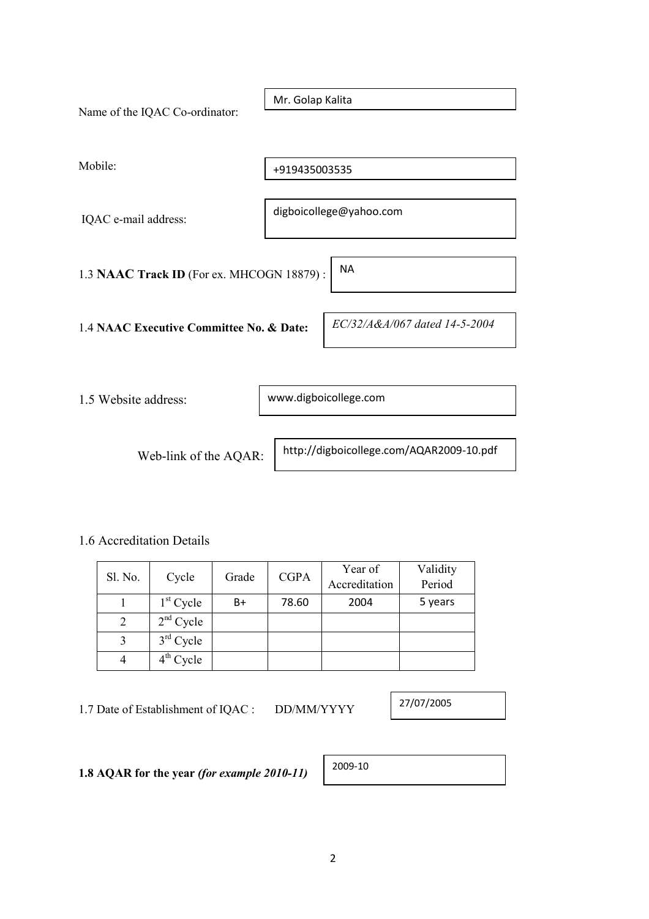Name of the IQAC Co-ordinator: Mr. Golap Kalita

Mobile: +919435003535

IQAC e-mail address: digboicollege@yahoo.com

1.3 **NAAC Track ID** (For ex. MHCOGN 18879) : NA

1.4 **NAAC Executive Committee No. & Date:** *EC/32/A&A/067 dated 14-5-2004*

1.5 Website address: www.digboicollege.com

Web-link of the AQAR: http://digboicollege.com/AQAR2009-10.pdf

1.6 Accreditation Details

| Sl. No. | Cycle | Grade | CGPA | Year of Accreditation | Validity Period |
|---|---|---|---|---|---|
| 1 | 1st Cycle | B+ | 78.60 | 2004 | 5 years |
| 2 | 2nd Cycle | | | | |
| 3 | 3rd Cycle | | | | |
| 4 | 4th Cycle | | | | |

1.7 Date of Establishment of IQAC : DD/MM/YYYY 27/07/2005

**1.8 AQAR for the year** ***(for example 2010-11)*** 2009-10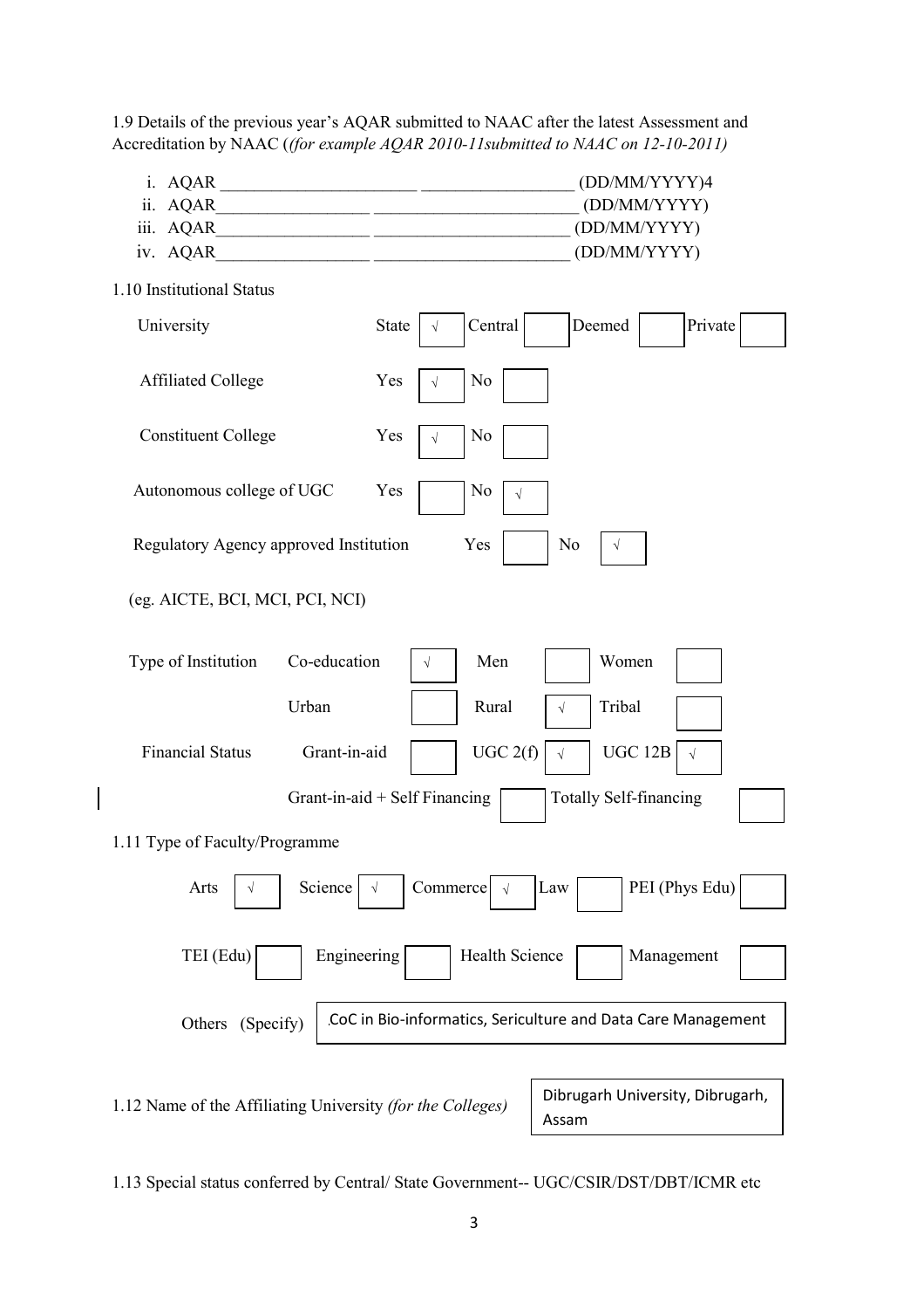1.9 Details of the previous year's AQAR submitted to NAAC after the latest Assessment and Accreditation by NAAC (*(for example AQAR 2010-11submitted to NAAC on 12-10-2011)*

i. AQAR ______________________ _________________ (DD/MM/YYYY)4
ii. AQAR_________________ _______________________ (DD/MM/YYYY)
iii. AQAR_________________ ______________________ (DD/MM/YYYY)
iv. AQAR_________________ ______________________ (DD/MM/YYYY)

1.10 Institutional Status

University — State [√] Central [ ] Deemed [ ] Private [ ]

Affiliated College — Yes [√] No [ ]

Constituent College — Yes [√] No [ ]

Autonomous college of UGC — Yes [ ] No [√]

Regulatory Agency approved Institution — Yes [ ] No [√]

(eg. AICTE, BCI, MCI, PCI, NCI)

Type of Institution — Co-education [√] Men [ ] Women [ ]

Urban [ ] Rural [√] Tribal [ ]

Financial Status — Grant-in-aid [ ] UGC 2(f) [√] UGC 12B [√]

Grant-in-aid + Self Financing [ ] Totally Self-financing [ ]

1.11 Type of Faculty/Programme

Arts [√] Science [√] Commerce [√] Law [ ] PEI (Phys Edu) [ ]

TEI (Edu) [ ] Engineering [ ] Health Science [ ] Management [ ]

Others (Specify): .CoC in Bio-informatics, Sericulture and Data Care Management

1.12 Name of the Affiliating University *(for the Colleges)*: Dibrugarh University, Dibrugarh, Assam

1.13 Special status conferred by Central/ State Government-- UGC/CSIR/DST/DBT/ICMR etc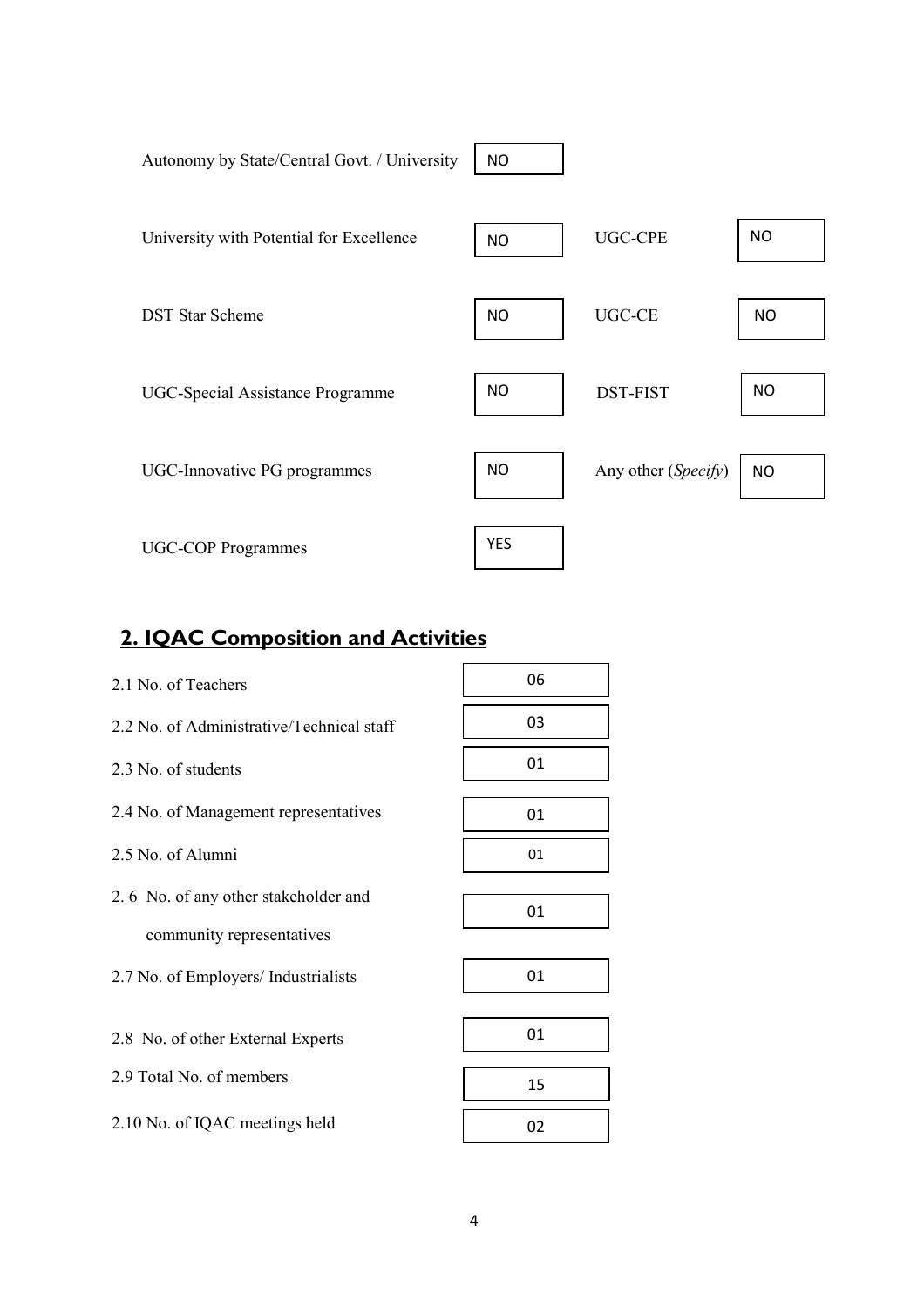| | | | |
|---|---|---|---|
| Autonomy by State/Central Govt. / University | NO | | |
| University with Potential for Excellence | NO | UGC-CPE | NO |
| DST Star Scheme | NO | UGC-CE | NO |
| UGC-Special Assistance Programme | NO | DST-FIST | NO |
| UGC-Innovative PG programmes | NO | Any other (*Specify*) | NO |
| UGC-COP Programmes | YES | | |

## 2. IQAC Composition and Activities

| | |
|---|---|
| 2.1 No. of Teachers | 06 |
| 2.2 No. of Administrative/Technical staff | 03 |
| 2.3 No. of students | 01 |
| 2.4 No. of Management representatives | 01 |
| 2.5 No. of Alumni | 01 |
| 2.6 No. of any other stakeholder and community representatives | 01 |
| 2.7 No. of Employers/ Industrialists | 01 |
| 2.8 No. of other External Experts | 01 |
| 2.9 Total No. of members | 15 |
| 2.10 No. of IQAC meetings held | 02 |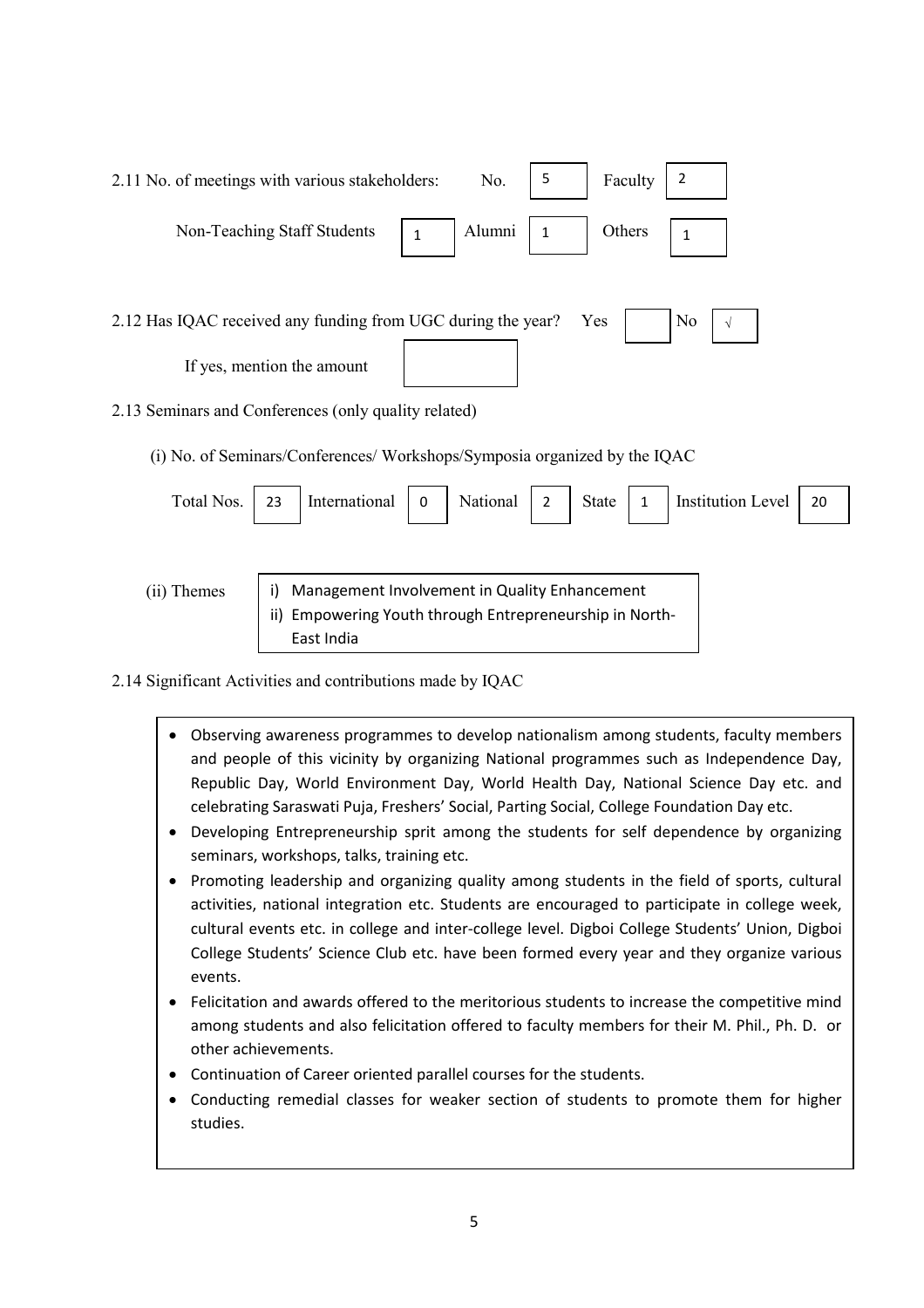2.11 No. of meetings with various stakeholders: No. 5 Faculty 2

Non-Teaching Staff Students 1 Alumni 1 Others 1

2.12 Has IQAC received any funding from UGC during the year? Yes [ ] No [√]

If yes, mention the amount [ ]

2.13 Seminars and Conferences (only quality related)

(i) No. of Seminars/Conferences/ Workshops/Symposia organized by the IQAC

| Total Nos. | International | National | State | Institution Level |
|---|---|---|---|---|
| 23 | 0 | 2 | 1 | 20 |

(ii) Themes

i) Management Involvement in Quality Enhancement
ii) Empowering Youth through Entrepreneurship in North-East India

2.14 Significant Activities and contributions made by IQAC

- Observing awareness programmes to develop nationalism among students, faculty members and people of this vicinity by organizing National programmes such as Independence Day, Republic Day, World Environment Day, World Health Day, National Science Day etc. and celebrating Saraswati Puja, Freshers' Social, Parting Social, College Foundation Day etc.
- Developing Entrepreneurship sprit among the students for self dependence by organizing seminars, workshops, talks, training etc.
- Promoting leadership and organizing quality among students in the field of sports, cultural activities, national integration etc. Students are encouraged to participate in college week, cultural events etc. in college and inter-college level. Digboi College Students' Union, Digboi College Students' Science Club etc. have been formed every year and they organize various events.
- Felicitation and awards offered to the meritorious students to increase the competitive mind among students and also felicitation offered to faculty members for their M. Phil., Ph. D. or other achievements.
- Continuation of Career oriented parallel courses for the students.
- Conducting remedial classes for weaker section of students to promote them for higher studies.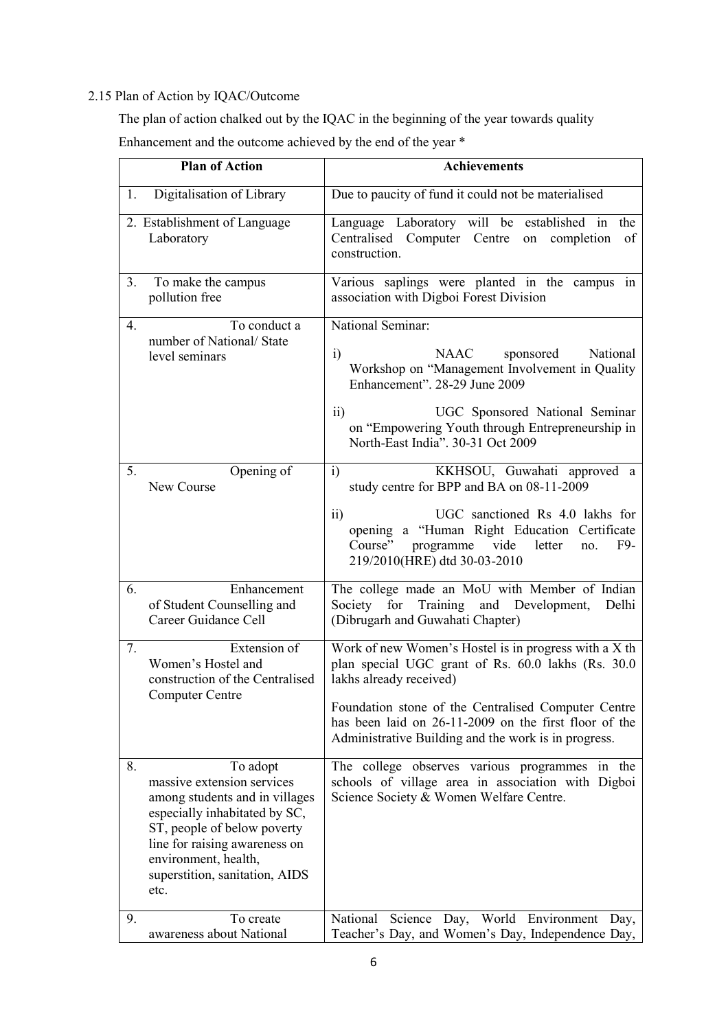2.15 Plan of Action by IQAC/Outcome

The plan of action chalked out by the IQAC in the beginning of the year towards quality Enhancement and the outcome achieved by the end of the year *

| Plan of Action | Achievements |
|---|---|
| 1. Digitalisation of Library | Due to paucity of fund it could not be materialised |
| 2. Establishment of Language Laboratory | Language Laboratory will be established in the Centralised Computer Centre on completion of construction. |
| 3. To make the campus pollution free | Various saplings were planted in the campus in association with Digboi Forest Division |
| 4. To conduct a number of National/ State level seminars | National Seminar:<br>i) NAAC sponsored National Workshop on "Management Involvement in Quality Enhancement". 28-29 June 2009<br>ii) UGC Sponsored National Seminar on "Empowering Youth through Entrepreneurship in North-East India". 30-31 Oct 2009 |
| 5. Opening of New Course | i) KKHSOU, Guwahati approved a study centre for BPP and BA on 08-11-2009<br>ii) UGC sanctioned Rs 4.0 lakhs for opening a "Human Right Education Certificate Course" programme vide letter no. F9-219/2010(HRE) dtd 30-03-2010 |
| 6. Enhancement of Student Counselling and Career Guidance Cell | The college made an MoU with Member of Indian Society for Training and Development, Delhi (Dibrugarh and Guwahati Chapter) |
| 7. Extension of Women's Hostel and construction of the Centralised Computer Centre | Work of new Women's Hostel is in progress with a X th plan special UGC grant of Rs. 60.0 lakhs (Rs. 30.0 lakhs already received)<br>Foundation stone of the Centralised Computer Centre has been laid on 26-11-2009 on the first floor of the Administrative Building and the work is in progress. |
| 8. To adopt massive extension services among students and in villages especially inhabitated by SC, ST, people of below poverty line for raising awareness on environment, health, superstition, sanitation, AIDS etc. | The college observes various programmes in the schools of village area in association with Digboi Science Society & Women Welfare Centre. |
| 9. To create awareness about National | National Science Day, World Environment Day, Teacher's Day, and Women's Day, Independence Day, |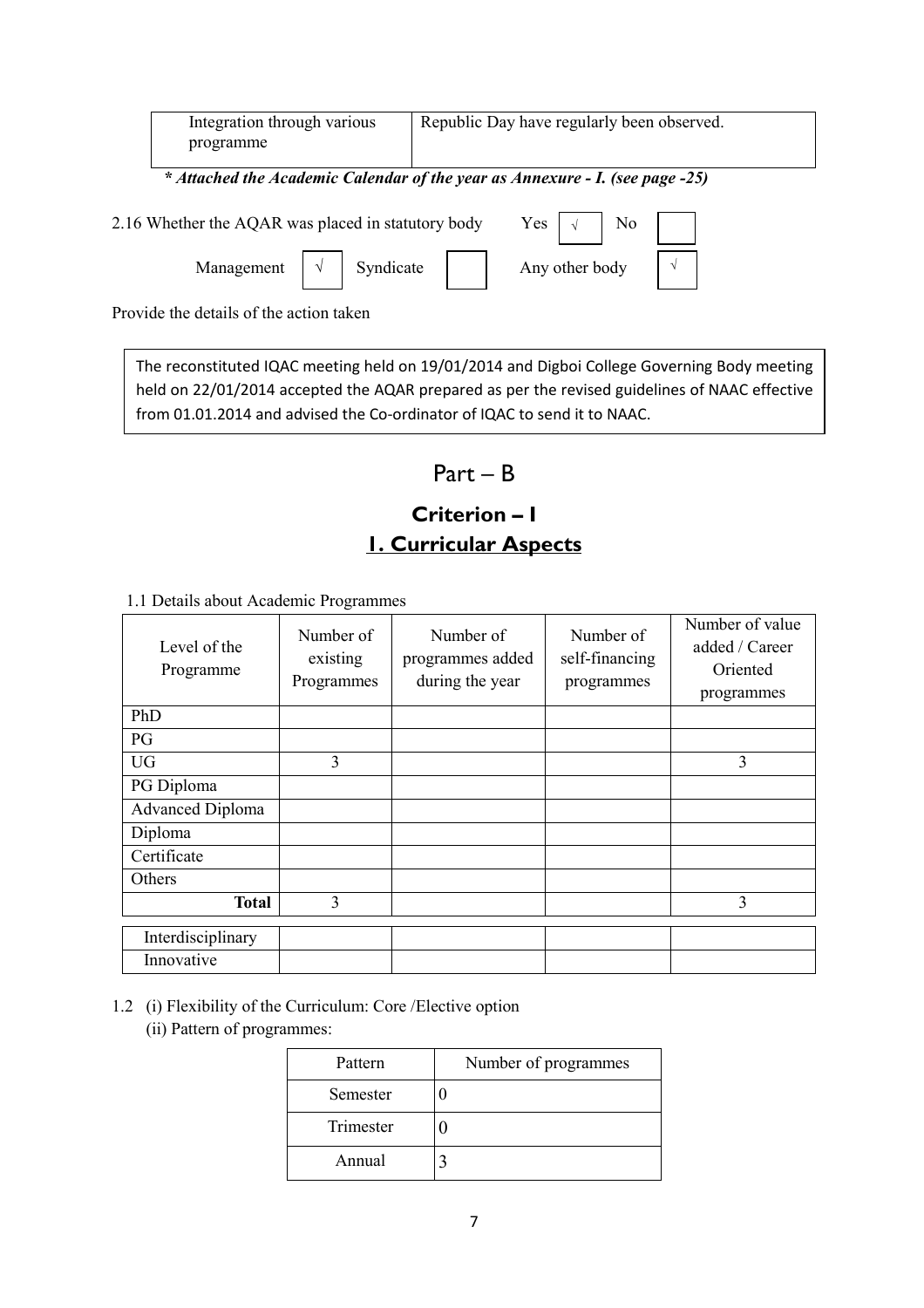| Integration through various programme | Republic Day have regularly been observed. |
|---|---|

***Attached the Academic Calendar of the year as Annexure - I. (see page -25)**

2.16 Whether the AQAR was placed in statutory body Yes [√] No [ ]

Management [√] Syndicate [ ] Any other body [√]

Provide the details of the action taken

The reconstituted IQAC meeting held on 19/01/2014 and Digboi College Governing Body meeting held on 22/01/2014 accepted the AQAR prepared as per the revised guidelines of NAAC effective from 01.01.2014 and advised the Co-ordinator of IQAC to send it to NAAC.

# Part – B

## Criterion – I

## 1. Curricular Aspects

1.1 Details about Academic Programmes

| Level of the Programme | Number of existing Programmes | Number of programmes added during the year | Number of self-financing programmes | Number of value added / Career Oriented programmes |
|---|---|---|---|---|
| PhD | | | | |
| PG | | | | |
| UG | 3 | | | 3 |
| PG Diploma | | | | |
| Advanced Diploma | | | | |
| Diploma | | | | |
| Certificate | | | | |
| Others | | | | |
| **Total** | 3 | | | 3 |
| Interdisciplinary | | | | |
| Innovative | | | | |

1.2 (i) Flexibility of the Curriculum: Core /Elective option

(ii) Pattern of programmes:

| Pattern | Number of programmes |
|---|---|
| Semester | 0 |
| Trimester | 0 |
| Annual | 3 |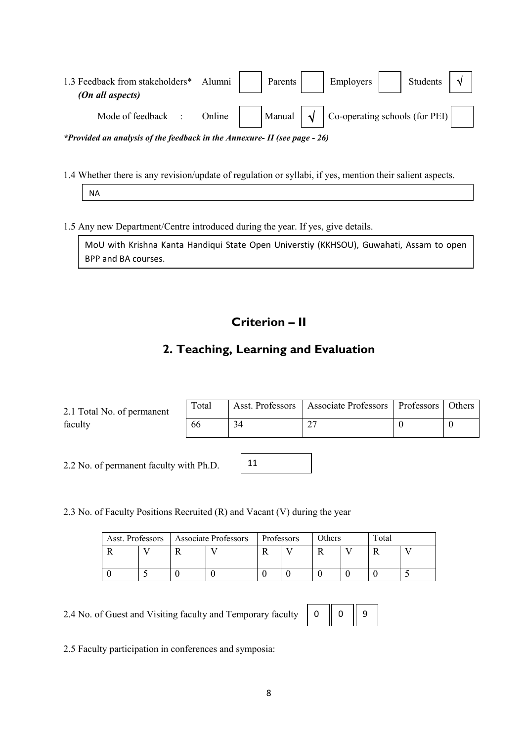1.3 Feedback from stakeholders* *(On all aspects)*

| Alumni | | Parents | | Employers | | Students | √ |
|---|---|---|---|---|---|---|---|

Mode of feedback :

| Online | | Manual | √ | Co-operating schools (for PEI) | |
|---|---|---|---|---|---|

***Provided an analysis of the feedback in the Annexure- II (see page - 26)***

1.4 Whether there is any revision/update of regulation or syllabi, if yes, mention their salient aspects.

NA

1.5 Any new Department/Centre introduced during the year. If yes, give details.

MoU with Krishna Kanta Handiqui State Open Universtiy (KKHSOU), Guwahati, Assam to open BPP and BA courses.

## Criterion – II

## 2. Teaching, Learning and Evaluation

2.1 Total No. of permanent faculty

| Total | Asst. Professors | Associate Professors | Professors | Others |
|---|---|---|---|---|
| 66 | 34 | 27 | 0 | 0 |

2.2 No. of permanent faculty with Ph.D. 11

2.3 No. of Faculty Positions Recruited (R) and Vacant (V) during the year

| Asst. Professors | | Associate Professors | | Professors | | Others | | Total | |
|---|---|---|---|---|---|---|---|---|---|
| R | V | R | V | R | V | R | V | R | V |
| 0 | 5 | 0 | 0 | 0 | 0 | 0 | 0 | 0 | 5 |

2.4 No. of Guest and Visiting faculty and Temporary faculty

| 0 | 0 | 9 |
|---|---|---|

2.5 Faculty participation in conferences and symposia: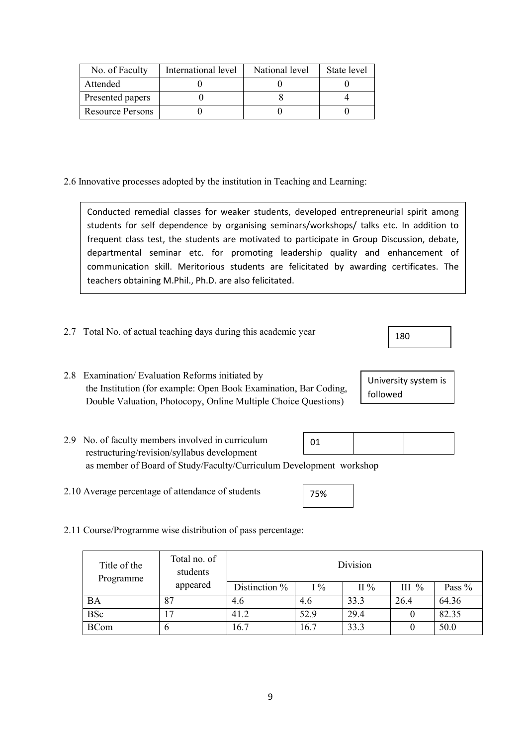| No. of Faculty | International level | National level | State level |
| --- | --- | --- | --- |
| Attended | 0 | 0 | 0 |
| Presented papers | 0 | 8 | 4 |
| Resource Persons | 0 | 0 | 0 |

2.6 Innovative processes adopted by the institution in Teaching and Learning:

Conducted remedial classes for weaker students, developed entrepreneurial spirit among students for self dependence by organising seminars/workshops/ talks etc. In addition to frequent class test, the students are motivated to participate in Group Discussion, debate, departmental seminar etc. for promoting leadership quality and enhancement of communication skill. Meritorious students are felicitated by awarding certificates. The teachers obtaining M.Phil., Ph.D. are also felicitated.

2.7 Total No. of actual teaching days during this academic year: 180

2.8 Examination/ Evaluation Reforms initiated by the Institution (for example: Open Book Examination, Bar Coding, Double Valuation, Photocopy, Online Multiple Choice Questions): University system is followed

2.9 No. of faculty members involved in curriculum restructuring/revision/syllabus development as member of Board of Study/Faculty/Curriculum Development workshop

| 01 | | |
| --- | --- | --- |

2.10 Average percentage of attendance of students: 75%

2.11 Course/Programme wise distribution of pass percentage:

| Title of the Programme | Total no. of students appeared | Division | | | | |
| --- | --- | --- | --- | --- | --- | --- |
| | | Distinction % | I % | II % | III % | Pass % |
| BA | 87 | 4.6 | 4.6 | 33.3 | 26.4 | 64.36 |
| BSc | 17 | 41.2 | 52.9 | 29.4 | 0 | 82.35 |
| BCom | 6 | 16.7 | 16.7 | 33.3 | 0 | 50.0 |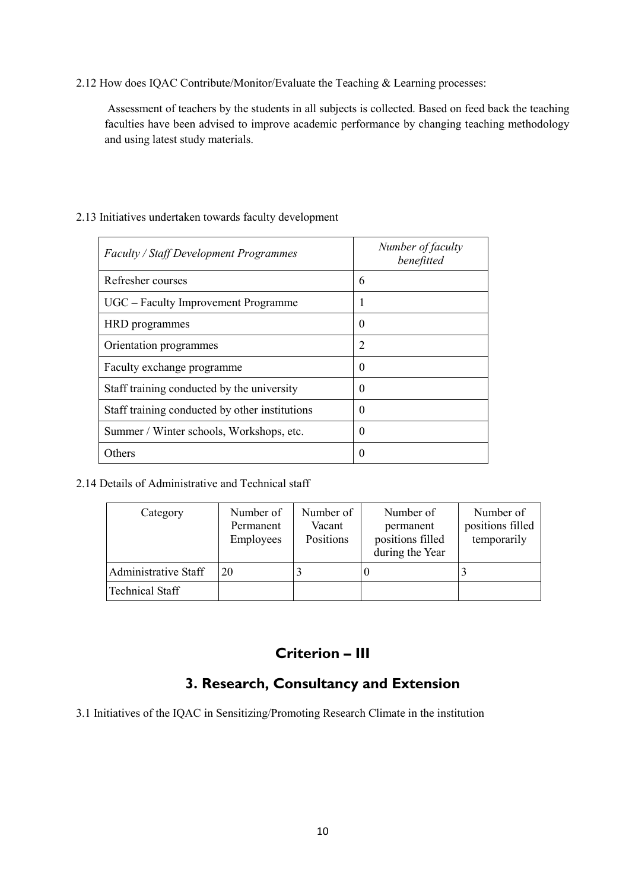2.12 How does IQAC Contribute/Monitor/Evaluate the Teaching & Learning processes:

Assessment of teachers by the students in all subjects is collected. Based on feed back the teaching faculties have been advised to improve academic performance by changing teaching methodology and using latest study materials.

2.13 Initiatives undertaken towards faculty development

| *Faculty / Staff Development Programmes* | *Number of faculty benefitted* |
|---|---|
| Refresher courses | 6 |
| UGC – Faculty Improvement Programme | 1 |
| HRD programmes | 0 |
| Orientation programmes | 2 |
| Faculty exchange programme | 0 |
| Staff training conducted by the university | 0 |
| Staff training conducted by other institutions | 0 |
| Summer / Winter schools, Workshops, etc. | 0 |
| Others | 0 |

2.14 Details of Administrative and Technical staff

| Category | Number of Permanent Employees | Number of Vacant Positions | Number of permanent positions filled during the Year | Number of positions filled temporarily |
|---|---|---|---|---|
| Administrative Staff | 20 | 3 | 0 | 3 |
| Technical Staff | | | | |

## Criterion – III

## 3. Research, Consultancy and Extension

3.1 Initiatives of the IQAC in Sensitizing/Promoting Research Climate in the institution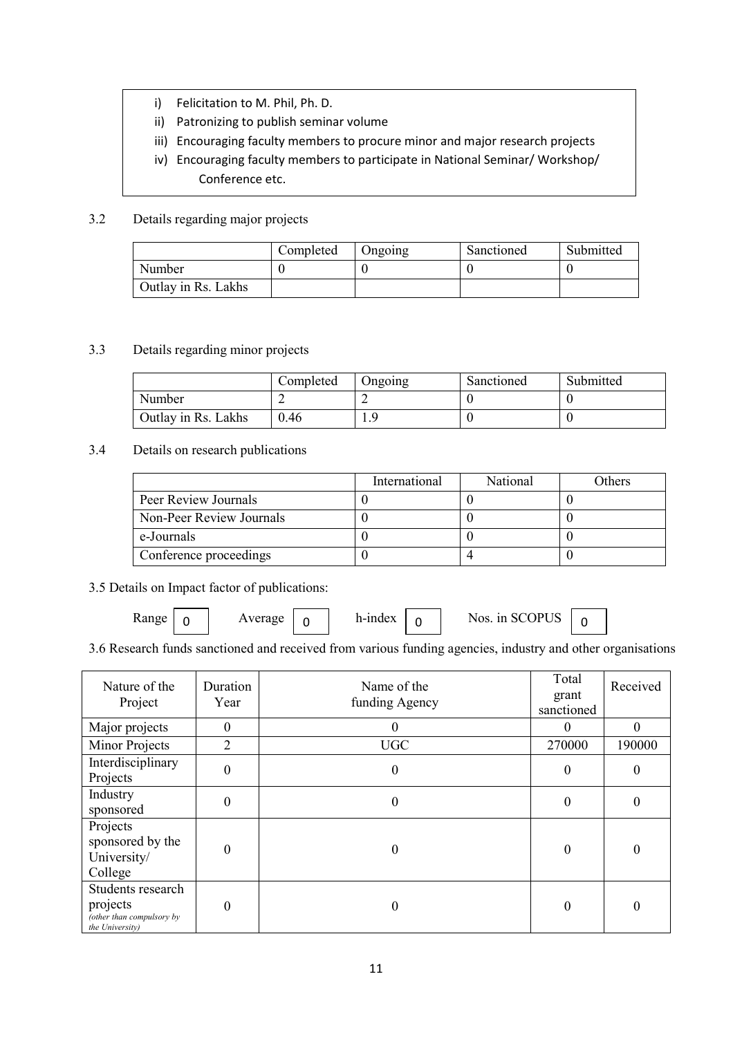i) Felicitation to M. Phil, Ph. D.
ii) Patronizing to publish seminar volume
iii) Encouraging faculty members to procure minor and major research projects
iv) Encouraging faculty members to participate in National Seminar/ Workshop/ Conference etc.

3.2 Details regarding major projects

| | Completed | Ongoing | Sanctioned | Submitted |
|---|---|---|---|---|
| Number | 0 | 0 | 0 | 0 |
| Outlay in Rs. Lakhs | | | | |

3.3 Details regarding minor projects

| | Completed | Ongoing | Sanctioned | Submitted |
|---|---|---|---|---|
| Number | 2 | 2 | 0 | 0 |
| Outlay in Rs. Lakhs | 0.46 | 1.9 | 0 | 0 |

3.4 Details on research publications

| | International | National | Others |
|---|---|---|---|
| Peer Review Journals | 0 | 0 | 0 |
| Non-Peer Review Journals | 0 | 0 | 0 |
| e-Journals | 0 | 0 | 0 |
| Conference proceedings | 0 | 4 | 0 |

3.5 Details on Impact factor of publications:

Range 0 Average 0 h-index 0 Nos. in SCOPUS 0

3.6 Research funds sanctioned and received from various funding agencies, industry and other organisations

| Nature of the Project | Duration Year | Name of the funding Agency | Total grant sanctioned | Received |
|---|---|---|---|---|
| Major projects | 0 | 0 | 0 | 0 |
| Minor Projects | 2 | UGC | 270000 | 190000 |
| Interdisciplinary Projects | 0 | 0 | 0 | 0 |
| Industry sponsored | 0 | 0 | 0 | 0 |
| Projects sponsored by the University/ College | 0 | 0 | 0 | 0 |
| Students research projects *(other than compulsory by the University)* | 0 | 0 | 0 | 0 |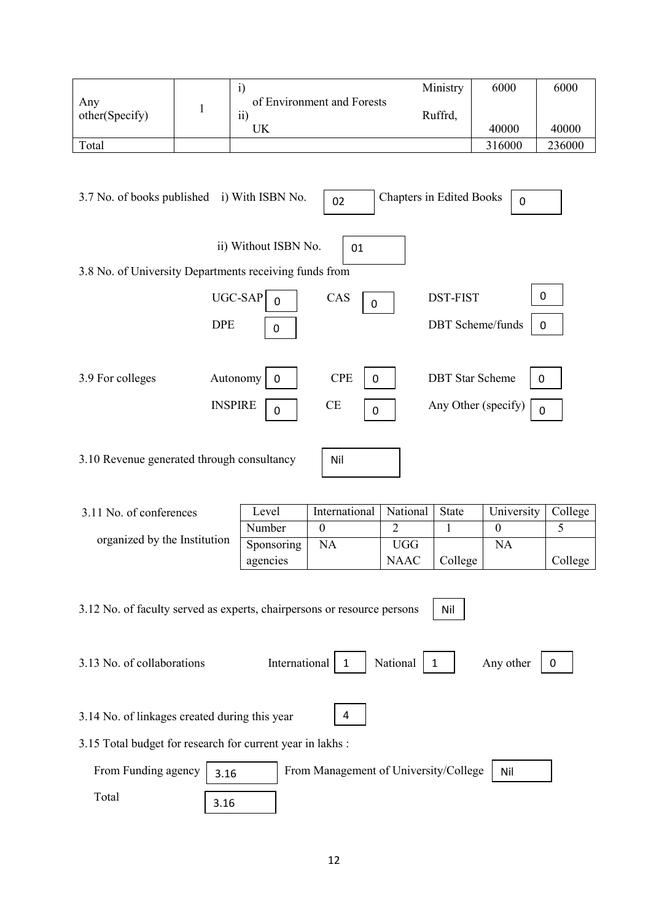| Any other(Specify) | 1 | i) Ministry of Environment and Forests<br>ii) Ruffrd, UK | 6000<br><br>40000 | 6000<br><br>40000 |
|---|---|---|---|---|
| Total | | | 316000 | 236000 |

3.7 No. of books published i) With ISBN No. 02 Chapters in Edited Books 0

ii) Without ISBN No. 01

3.8 No. of University Departments receiving funds from

UGC-SAP 0 CAS 0 DST-FIST 0

DPE 0 DBT Scheme/funds 0

3.9 For colleges Autonomy 0 CPE 0 DBT Star Scheme 0

INSPIRE 0 CE 0 Any Other (specify) 0

3.10 Revenue generated through consultancy Nil

3.11 No. of conferences organized by the Institution

| Level | International | National | State | University | College |
|---|---|---|---|---|---|
| Number | 0 | 2 | 1 | 0 | 5 |
| Sponsoring agencies | NA | UGG NAAC | College | NA | College |

3.12 No. of faculty served as experts, chairpersons or resource persons Nil

3.13 No. of collaborations International 1 National 1 Any other 0

3.14 No. of linkages created during this year 4

3.15 Total budget for research for current year in lakhs :

From Funding agency 3.16 From Management of University/College Nil

Total 3.16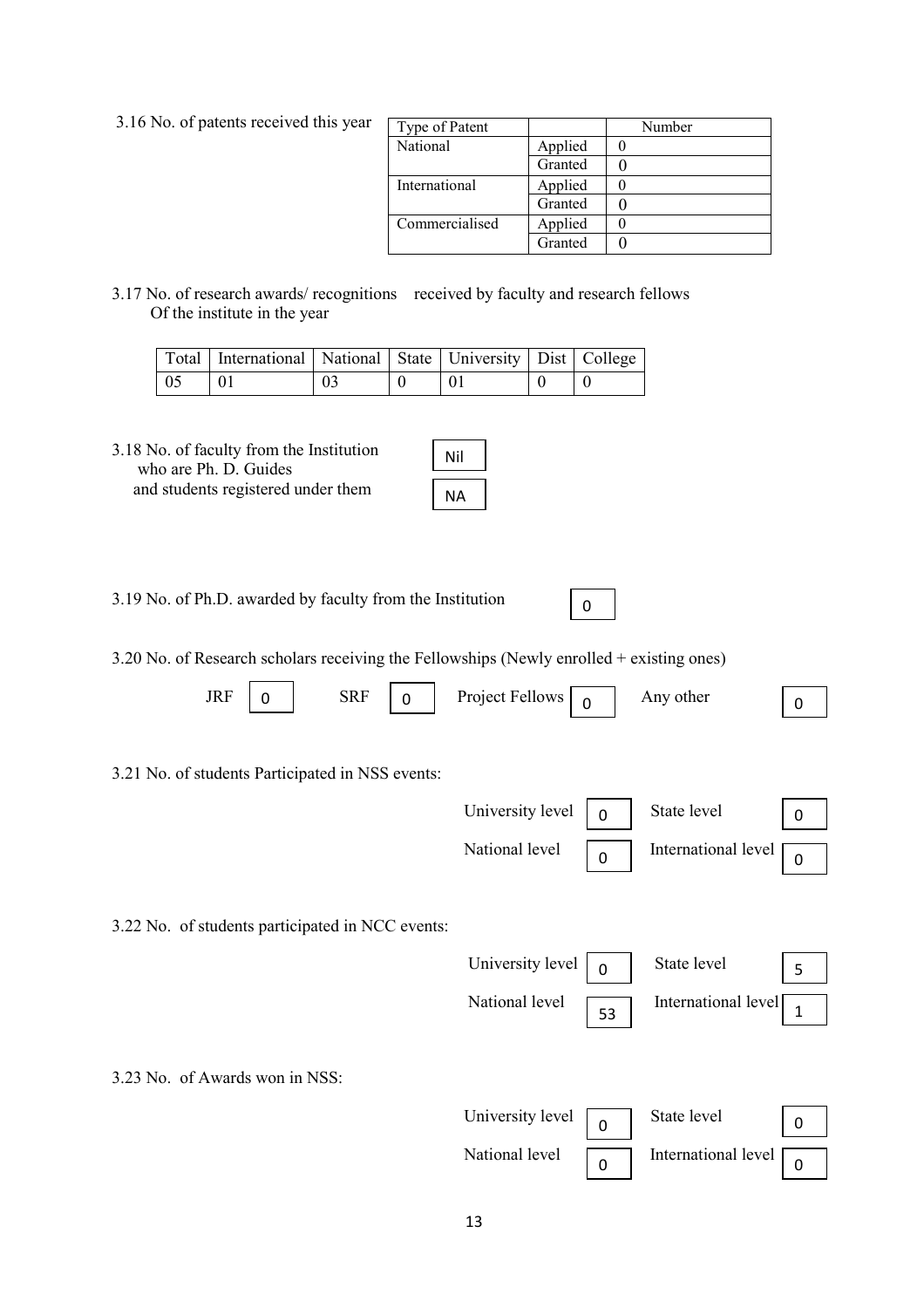3.16 No. of patents received this year

| Type of Patent | | Number |
|---|---|---|
| National | Applied | 0 |
| | Granted | 0 |
| International | Applied | 0 |
| | Granted | 0 |
| Commercialised | Applied | 0 |
| | Granted | 0 |

3.17 No. of research awards/ recognitions received by faculty and research fellows Of the institute in the year

| Total | International | National | State | University | Dist | College |
|---|---|---|---|---|---|---|
| 05 | 01 | 03 | 0 | 01 | 0 | 0 |

3.18 No. of faculty from the Institution who are Ph. D. Guides: Nil

and students registered under them: NA

3.19 No. of Ph.D. awarded by faculty from the Institution: 0

3.20 No. of Research scholars receiving the Fellowships (Newly enrolled + existing ones)

JRF: 0 | SRF: 0 | Project Fellows: 0 | Any other: 0

3.21 No. of students Participated in NSS events:

University level: 0 | State level: 0

National level: 0 | International level: 0

3.22 No. of students participated in NCC events:

University level: 0 | State level: 5

National level: 53 | International level: 1

3.23 No. of Awards won in NSS:

University level: 0 | State level: 0

National level: 0 | International level: 0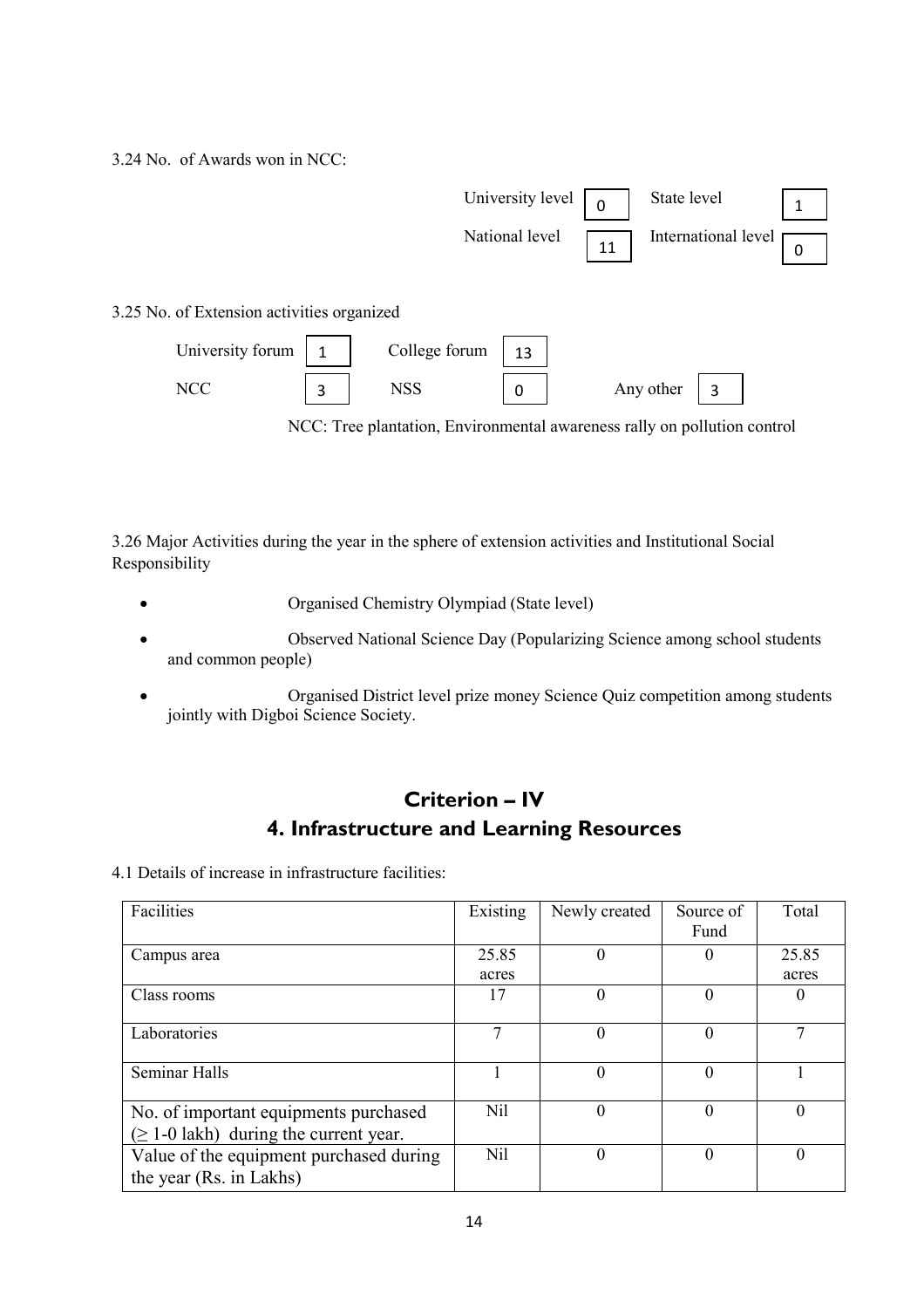3.24 No. of Awards won in NCC:

| | | | |
|---|---|---|---|
| University level | 0 | State level | 1 |
| National level | 11 | International level | 0 |

3.25 No. of Extension activities organized

| | | | | | |
|---|---|---|---|---|---|
| University forum | 1 | College forum | 13 | | |
| NCC | 3 | NSS | 0 | Any other | 3 |

NCC: Tree plantation, Environmental awareness rally on pollution control

3.26 Major Activities during the year in the sphere of extension activities and Institutional Social Responsibility

- Organised Chemistry Olympiad (State level)
- Observed National Science Day (Popularizing Science among school students and common people)
- Organised District level prize money Science Quiz competition among students jointly with Digboi Science Society.

# Criterion – IV
## 4. Infrastructure and Learning Resources

4.1 Details of increase in infrastructure facilities:

| Facilities | Existing | Newly created | Source of Fund | Total |
|---|---|---|---|---|
| Campus area | 25.85 acres | 0 | 0 | 25.85 acres |
| Class rooms | 17 | 0 | 0 | 0 |
| Laboratories | 7 | 0 | 0 | 7 |
| Seminar Halls | 1 | 0 | 0 | 1 |
| No. of important equipments purchased (≥ 1-0 lakh) during the current year. | Nil | 0 | 0 | 0 |
| Value of the equipment purchased during the year (Rs. in Lakhs) | Nil | 0 | 0 | 0 |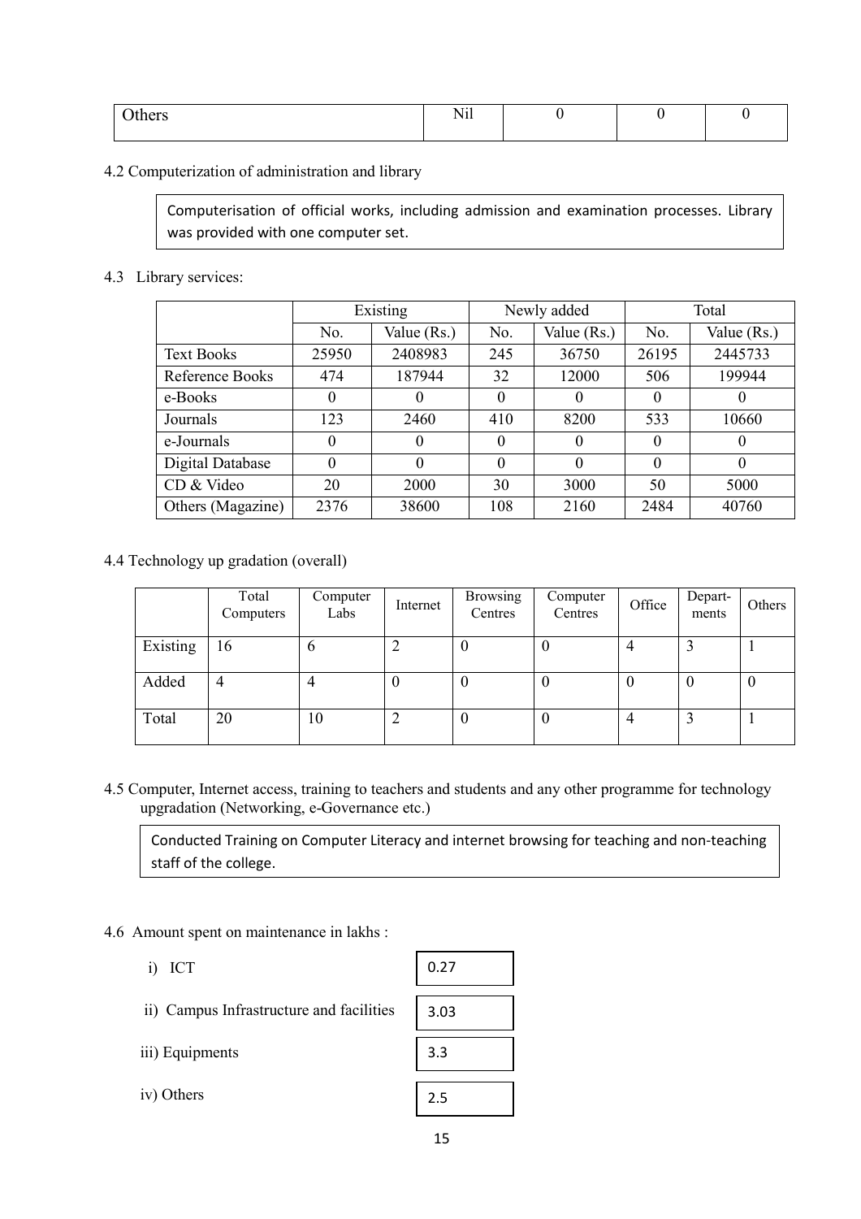| Others | Nil | 0 | 0 | 0 |
|---|---|---|---|---|

4.2 Computerization of administration and library

Computerisation of official works, including admission and examination processes. Library was provided with one computer set.

4.3 Library services:

| | Existing | | Newly added | | Total | |
|---|---|---|---|---|---|---|
| | No. | Value (Rs.) | No. | Value (Rs.) | No. | Value (Rs.) |
| Text Books | 25950 | 2408983 | 245 | 36750 | 26195 | 2445733 |
| Reference Books | 474 | 187944 | 32 | 12000 | 506 | 199944 |
| e-Books | 0 | 0 | 0 | 0 | 0 | 0 |
| Journals | 123 | 2460 | 410 | 8200 | 533 | 10660 |
| e-Journals | 0 | 0 | 0 | 0 | 0 | 0 |
| Digital Database | 0 | 0 | 0 | 0 | 0 | 0 |
| CD & Video | 20 | 2000 | 30 | 3000 | 50 | 5000 |
| Others (Magazine) | 2376 | 38600 | 108 | 2160 | 2484 | 40760 |

4.4 Technology up gradation (overall)

| | Total Computers | Computer Labs | Internet | Browsing Centres | Computer Centres | Office | Depart-ments | Others |
|---|---|---|---|---|---|---|---|---|
| Existing | 16 | 6 | 2 | 0 | 0 | 4 | 3 | 1 |
| Added | 4 | 4 | 0 | 0 | 0 | 0 | 0 | 0 |
| Total | 20 | 10 | 2 | 0 | 0 | 4 | 3 | 1 |

4.5 Computer, Internet access, training to teachers and students and any other programme for technology upgradation (Networking, e-Governance etc.)

Conducted Training on Computer Literacy and internet browsing for teaching and non-teaching staff of the college.

4.6 Amount spent on maintenance in lakhs :

i) ICT: 0.27

ii) Campus Infrastructure and facilities: 3.03

iii) Equipments: 3.3

iv) Others: 2.5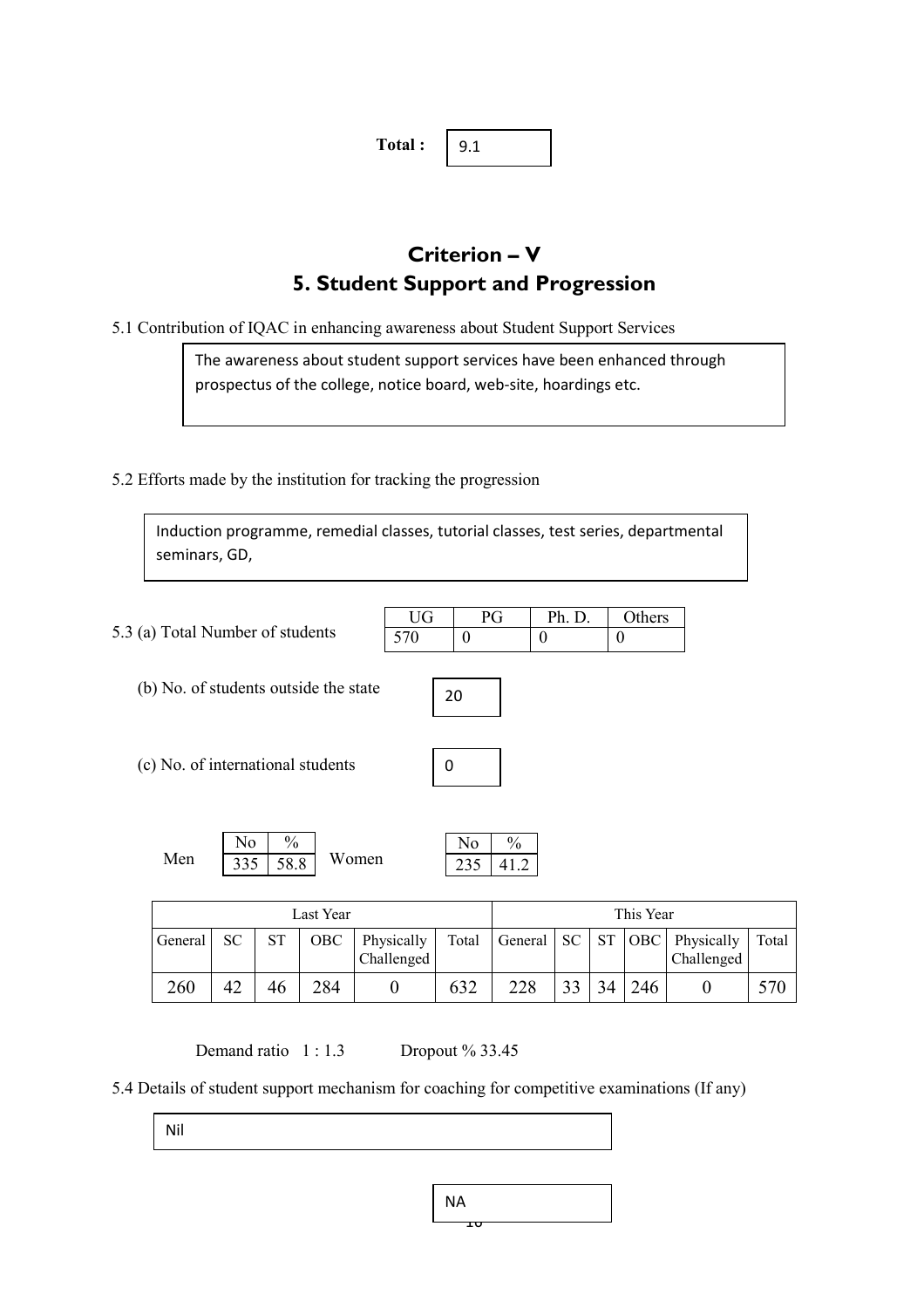**Total :** 9.1

# Criterion – V

## 5. Student Support and Progression

5.1 Contribution of IQAC in enhancing awareness about Student Support Services

The awareness about student support services have been enhanced through prospectus of the college, notice board, web-site, hoardings etc.

5.2 Efforts made by the institution for tracking the progression

Induction programme, remedial classes, tutorial classes, test series, departmental seminars, GD,

5.3 (a) Total Number of students

| UG | PG | Ph. D. | Others |
|---|---|---|---|
| 570 | 0 | 0 | 0 |

(b) No. of students outside the state: 20

(c) No. of international students: 0

Men

| No | % |
|---|---|
| 335 | 58.8 |

Women

| No | % |
|---|---|
| 235 | 41.2 |

| Last Year | | | | | | This Year | | | | | |
|---|---|---|---|---|---|---|---|---|---|---|---|
| General | SC | ST | OBC | Physically Challenged | Total | General | SC | ST | OBC | Physically Challenged | Total |
| 260 | 42 | 46 | 284 | 0 | 632 | 228 | 33 | 34 | 246 | 0 | 570 |

Demand ratio 1 : 1.3 Dropout % 33.45

5.4 Details of student support mechanism for coaching for competitive examinations (If any)

Nil

NA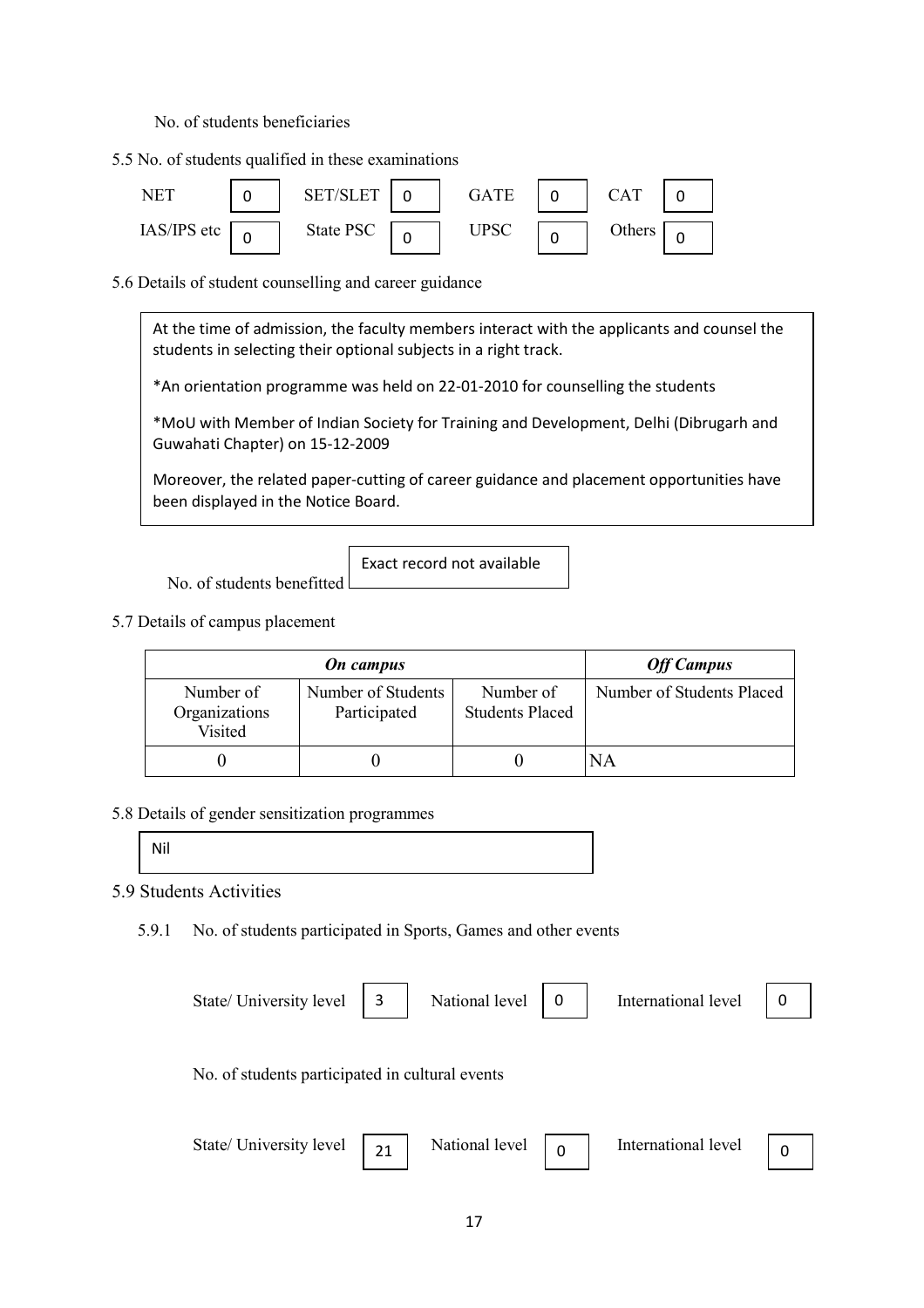No. of students beneficiaries

5.5 No. of students qualified in these examinations

| NET | 0 | SET/SLET | 0 | GATE | 0 | CAT | 0 |
|---|---|---|---|---|---|---|---|
| IAS/IPS etc | 0 | State PSC | 0 | UPSC | 0 | Others | 0 |

5.6 Details of student counselling and career guidance

At the time of admission, the faculty members interact with the applicants and counsel the students in selecting their optional subjects in a right track.

*An orientation programme was held on 22-01-2010 for counselling the students

*MoU with Member of Indian Society for Training and Development, Delhi (Dibrugarh and Guwahati Chapter) on 15-12-2009

Moreover, the related paper-cutting of career guidance and placement opportunities have been displayed in the Notice Board.

No. of students benefitted: Exact record not available

5.7 Details of campus placement

| ***On campus*** | | | ***Off Campus*** |
|---|---|---|---|
| Number of Organizations Visited | Number of Students Participated | Number of Students Placed | Number of Students Placed |
| 0 | 0 | 0 | NA |

5.8 Details of gender sensitization programmes

Nil

5.9 Students Activities

5.9.1 No. of students participated in Sports, Games and other events

| State/ University level | 3 | National level | 0 | International level | 0 |
|---|---|---|---|---|---|

No. of students participated in cultural events

| State/ University level | 21 | National level | 0 | International level | 0 |
|---|---|---|---|---|---|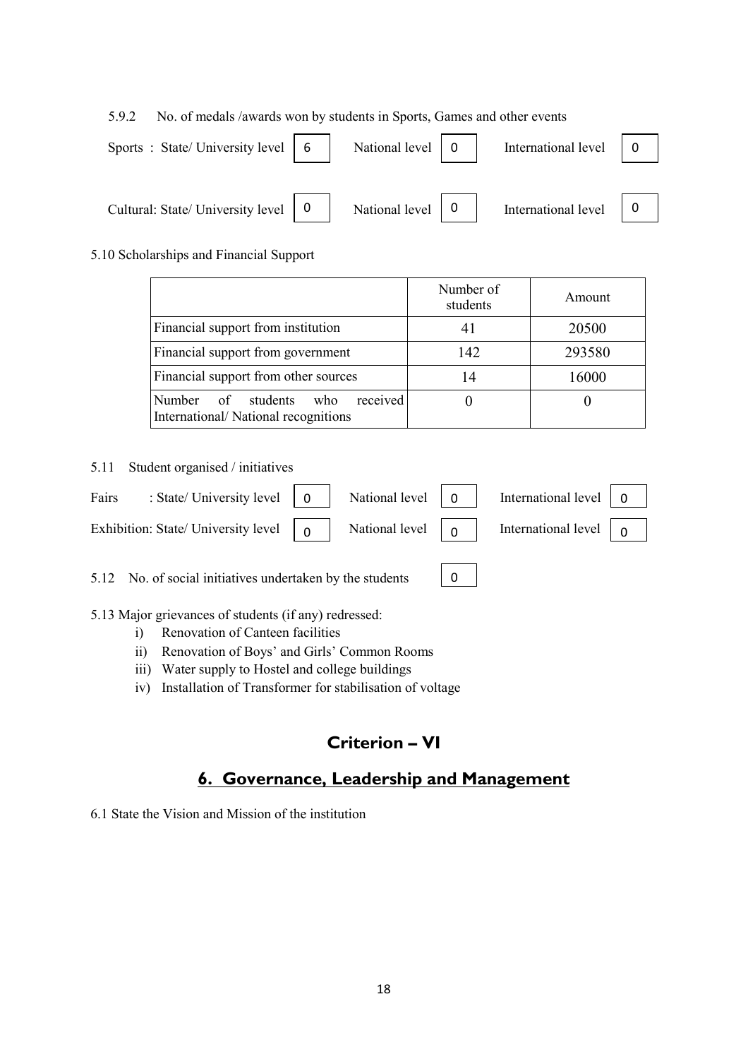5.9.2 No. of medals /awards won by students in Sports, Games and other events

| | State/ University level | National level | International level |
|---|---|---|---|
| Sports | 6 | 0 | 0 |
| Cultural | 0 | 0 | 0 |

5.10 Scholarships and Financial Support

| | Number of students | Amount |
|---|---|---|
| Financial support from institution | 41 | 20500 |
| Financial support from government | 142 | 293580 |
| Financial support from other sources | 14 | 16000 |
| Number of students who received International/ National recognitions | 0 | 0 |

5.11 Student organised / initiatives

| | State/ University level | National level | International level |
|---|---|---|---|
| Fairs | 0 | 0 | 0 |
| Exhibition | 0 | 0 | 0 |

5.12 No. of social initiatives undertaken by the students: 0

5.13 Major grievances of students (if any) redressed:

i) Renovation of Canteen facilities
ii) Renovation of Boys' and Girls' Common Rooms
iii) Water supply to Hostel and college buildings
iv) Installation of Transformer for stabilisation of voltage

# Criterion – VI

## 6. Governance, Leadership and Management

6.1 State the Vision and Mission of the institution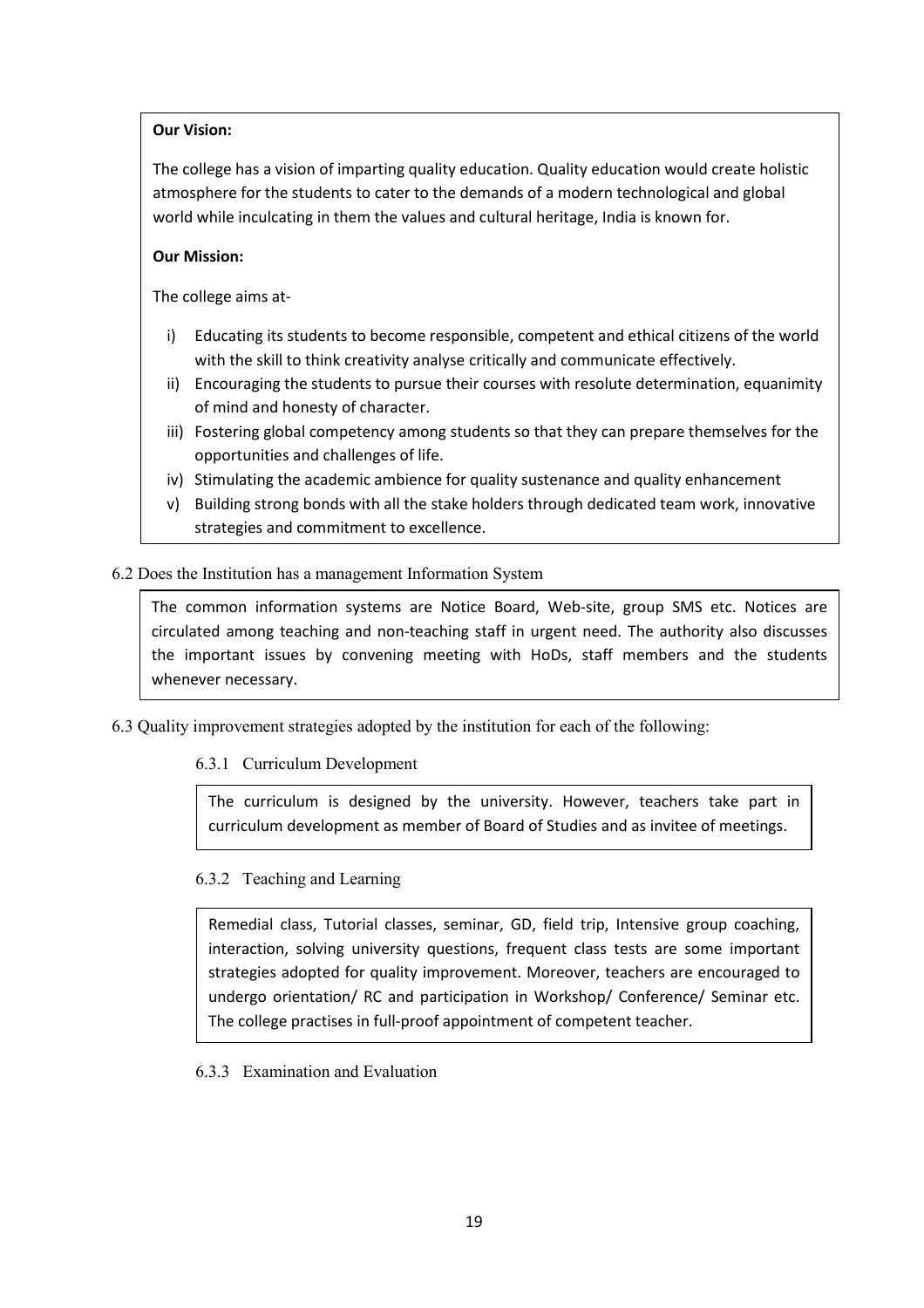**Our Vision:**

The college has a vision of imparting quality education. Quality education would create holistic atmosphere for the students to cater to the demands of a modern technological and global world while inculcating in them the values and cultural heritage, India is known for.

**Our Mission:**

The college aims at-

i) Educating its students to become responsible, competent and ethical citizens of the world with the skill to think creativity analyse critically and communicate effectively.
ii) Encouraging the students to pursue their courses with resolute determination, equanimity of mind and honesty of character.
iii) Fostering global competency among students so that they can prepare themselves for the opportunities and challenges of life.
iv) Stimulating the academic ambience for quality sustenance and quality enhancement
v) Building strong bonds with all the stake holders through dedicated team work, innovative strategies and commitment to excellence.

6.2 Does the Institution has a management Information System

The common information systems are Notice Board, Web-site, group SMS etc. Notices are circulated among teaching and non-teaching staff in urgent need. The authority also discusses the important issues by convening meeting with HoDs, staff members and the students whenever necessary.

6.3 Quality improvement strategies adopted by the institution for each of the following:

6.3.1 Curriculum Development

The curriculum is designed by the university. However, teachers take part in curriculum development as member of Board of Studies and as invitee of meetings.

6.3.2 Teaching and Learning

Remedial class, Tutorial classes, seminar, GD, field trip, Intensive group coaching, interaction, solving university questions, frequent class tests are some important strategies adopted for quality improvement. Moreover, teachers are encouraged to undergo orientation/ RC and participation in Workshop/ Conference/ Seminar etc. The college practises in full-proof appointment of competent teacher.

6.3.3 Examination and Evaluation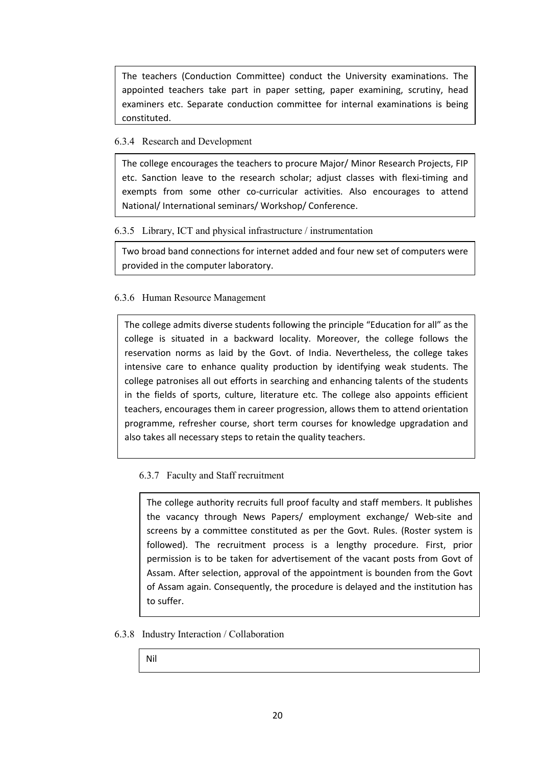The teachers (Conduction Committee) conduct the University examinations. The appointed teachers take part in paper setting, paper examining, scrutiny, head examiners etc. Separate conduction committee for internal examinations is being constituted.

6.3.4 Research and Development

The college encourages the teachers to procure Major/ Minor Research Projects, FIP etc. Sanction leave to the research scholar; adjust classes with flexi-timing and exempts from some other co-curricular activities. Also encourages to attend National/ International seminars/ Workshop/ Conference.

6.3.5 Library, ICT and physical infrastructure / instrumentation

Two broad band connections for internet added and four new set of computers were provided in the computer laboratory.

6.3.6 Human Resource Management

The college admits diverse students following the principle "Education for all" as the college is situated in a backward locality. Moreover, the college follows the reservation norms as laid by the Govt. of India. Nevertheless, the college takes intensive care to enhance quality production by identifying weak students. The college patronises all out efforts in searching and enhancing talents of the students in the fields of sports, culture, literature etc. The college also appoints efficient teachers, encourages them in career progression, allows them to attend orientation programme, refresher course, short term courses for knowledge upgradation and also takes all necessary steps to retain the quality teachers.

6.3.7 Faculty and Staff recruitment

The college authority recruits full proof faculty and staff members. It publishes the vacancy through News Papers/ employment exchange/ Web-site and screens by a committee constituted as per the Govt. Rules. (Roster system is followed). The recruitment process is a lengthy procedure. First, prior permission is to be taken for advertisement of the vacant posts from Govt of Assam. After selection, approval of the appointment is bounden from the Govt of Assam again. Consequently, the procedure is delayed and the institution has to suffer.

6.3.8 Industry Interaction / Collaboration

Nil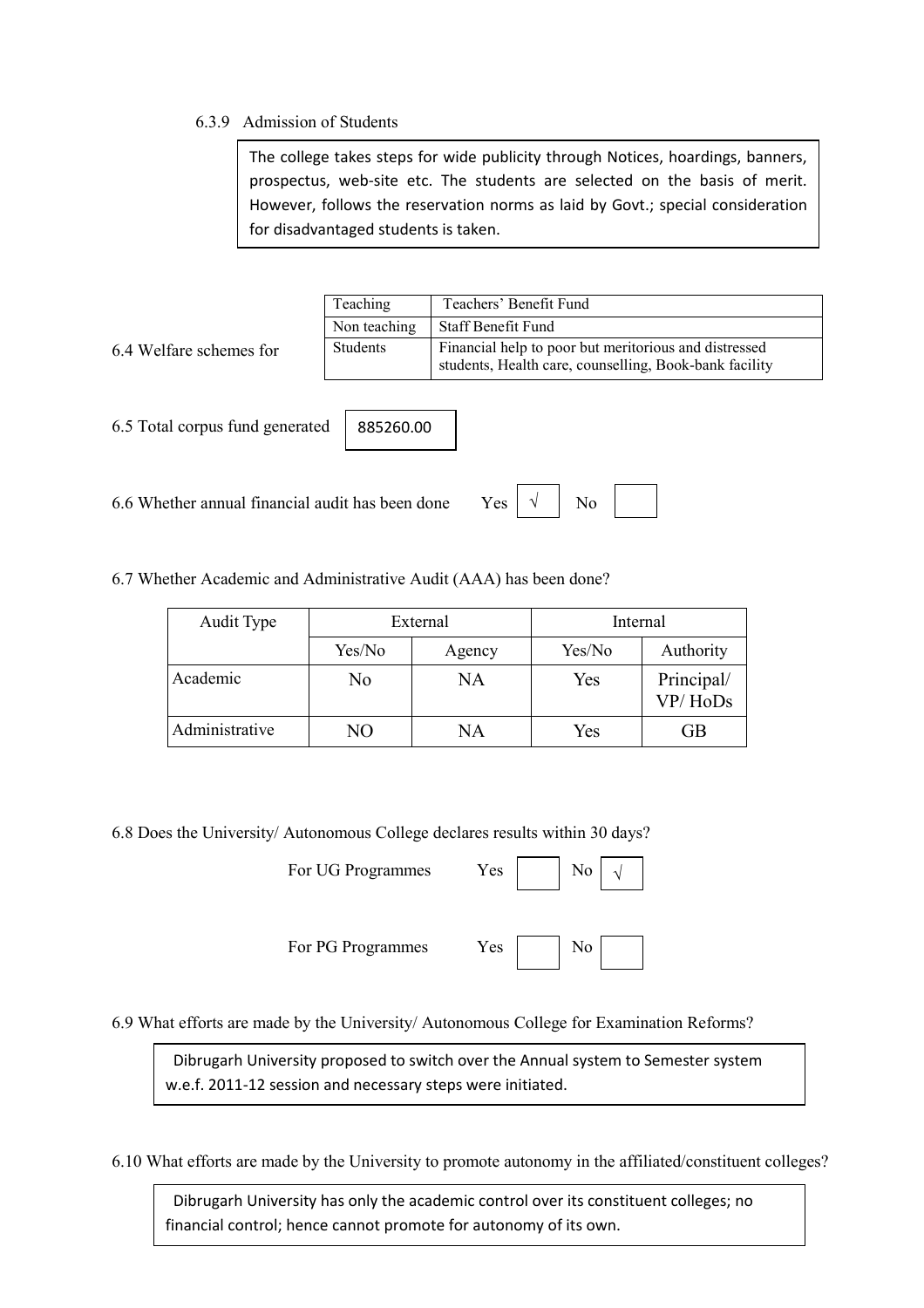6.3.9 Admission of Students

The college takes steps for wide publicity through Notices, hoardings, banners, prospectus, web-site etc. The students are selected on the basis of merit. However, follows the reservation norms as laid by Govt.; special consideration for disadvantaged students is taken.

6.4 Welfare schemes for

| | |
|---|---|
| Teaching | Teachers' Benefit Fund |
| Non teaching | Staff Benefit Fund |
| Students | Financial help to poor but meritorious and distressed students, Health care, counselling, Book-bank facility |

6.5 Total corpus fund generated: 885260.00

6.6 Whether annual financial audit has been done Yes √ No

6.7 Whether Academic and Administrative Audit (AAA) has been done?

| Audit Type | External | | Internal | |
|---|---|---|---|---|
| | Yes/No | Agency | Yes/No | Authority |
| Academic | No | NA | Yes | Principal/ VP/ HoDs |
| Administrative | NO | NA | Yes | GB |

6.8 Does the University/ Autonomous College declares results within 30 days?

For UG Programmes Yes No √

For PG Programmes Yes No

6.9 What efforts are made by the University/ Autonomous College for Examination Reforms?

Dibrugarh University proposed to switch over the Annual system to Semester system w.e.f. 2011-12 session and necessary steps were initiated.

6.10 What efforts are made by the University to promote autonomy in the affiliated/constituent colleges?

Dibrugarh University has only the academic control over its constituent colleges; no financial control; hence cannot promote for autonomy of its own.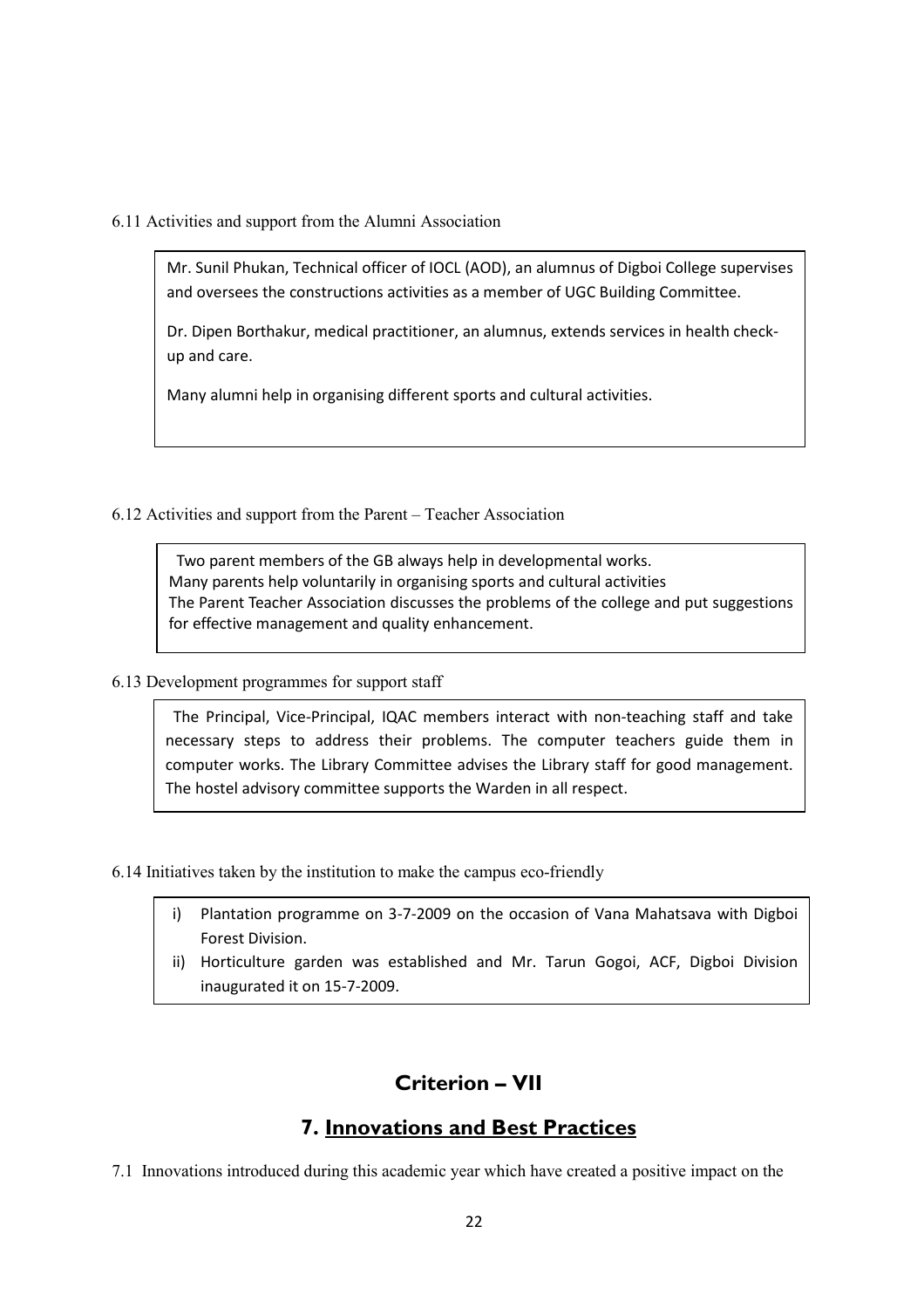6.11 Activities and support from the Alumni Association

Mr. Sunil Phukan, Technical officer of IOCL (AOD), an alumnus of Digboi College supervises and oversees the constructions activities as a member of UGC Building Committee.

Dr. Dipen Borthakur, medical practitioner, an alumnus, extends services in health check-up and care.

Many alumni help in organising different sports and cultural activities.

6.12 Activities and support from the Parent – Teacher Association

Two parent members of the GB always help in developmental works.
Many parents help voluntarily in organising sports and cultural activities
The Parent Teacher Association discusses the problems of the college and put suggestions for effective management and quality enhancement.

6.13 Development programmes for support staff

The Principal, Vice-Principal, IQAC members interact with non-teaching staff and take necessary steps to address their problems. The computer teachers guide them in computer works. The Library Committee advises the Library staff for good management. The hostel advisory committee supports the Warden in all respect.

6.14 Initiatives taken by the institution to make the campus eco-friendly

i) Plantation programme on 3-7-2009 on the occasion of Vana Mahatsava with Digboi Forest Division.
ii) Horticulture garden was established and Mr. Tarun Gogoi, ACF, Digboi Division inaugurated it on 15-7-2009.

## Criterion – VII

## 7. Innovations and Best Practices

7.1 Innovations introduced during this academic year which have created a positive impact on the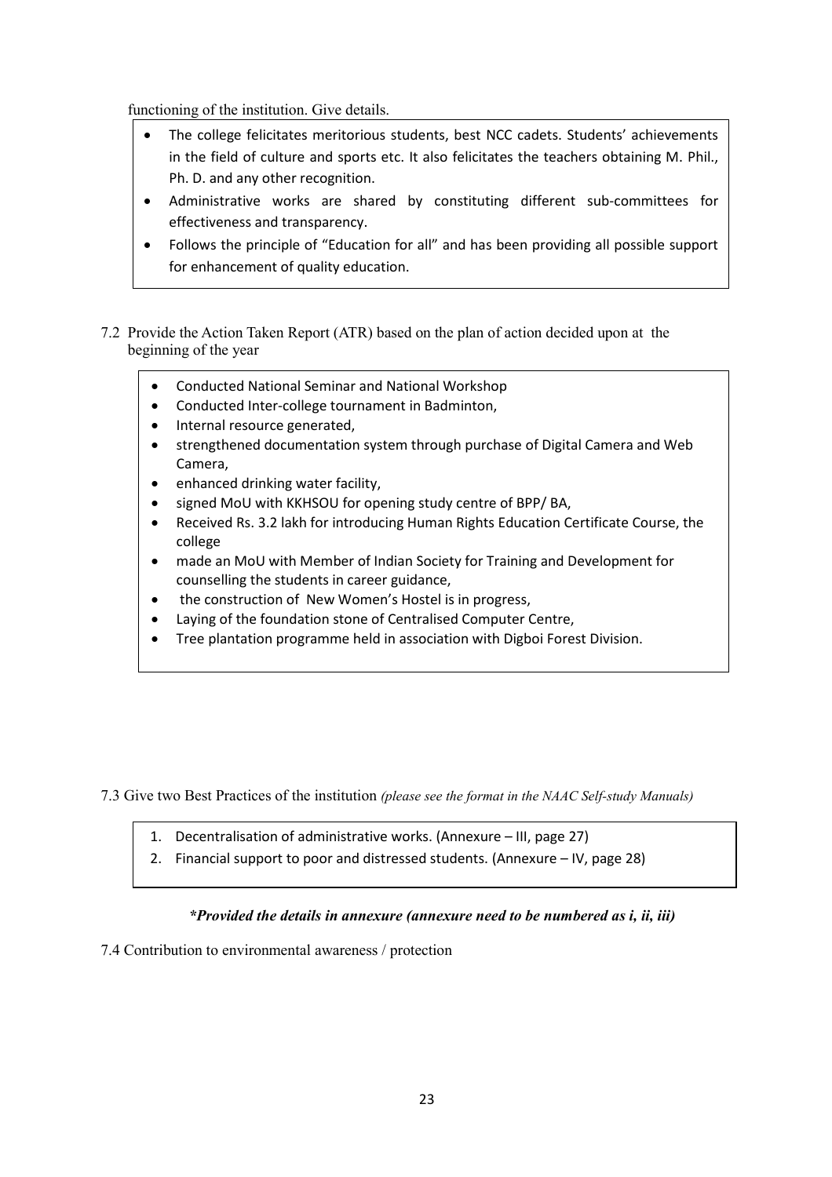functioning of the institution. Give details.

- The college felicitates meritorious students, best NCC cadets. Students' achievements in the field of culture and sports etc. It also felicitates the teachers obtaining M. Phil., Ph. D. and any other recognition.
- Administrative works are shared by constituting different sub-committees for effectiveness and transparency.
- Follows the principle of "Education for all" and has been providing all possible support for enhancement of quality education.

7.2 Provide the Action Taken Report (ATR) based on the plan of action decided upon at the beginning of the year

- Conducted National Seminar and National Workshop
- Conducted Inter-college tournament in Badminton,
- Internal resource generated,
- strengthened documentation system through purchase of Digital Camera and Web Camera,
- enhanced drinking water facility,
- signed MoU with KKHSOU for opening study centre of BPP/ BA,
- Received Rs. 3.2 lakh for introducing Human Rights Education Certificate Course, the college
- made an MoU with Member of Indian Society for Training and Development for counselling the students in career guidance,
- the construction of New Women's Hostel is in progress,
- Laying of the foundation stone of Centralised Computer Centre,
- Tree plantation programme held in association with Digboi Forest Division.

7.3 Give two Best Practices of the institution *(please see the format in the NAAC Self-study Manuals)*

1. Decentralisation of administrative works. (Annexure – III, page 27)
2. Financial support to poor and distressed students. (Annexure – IV, page 28)

***Provided the details in annexure (annexure need to be numbered as i, ii, iii)***

7.4 Contribution to environmental awareness / protection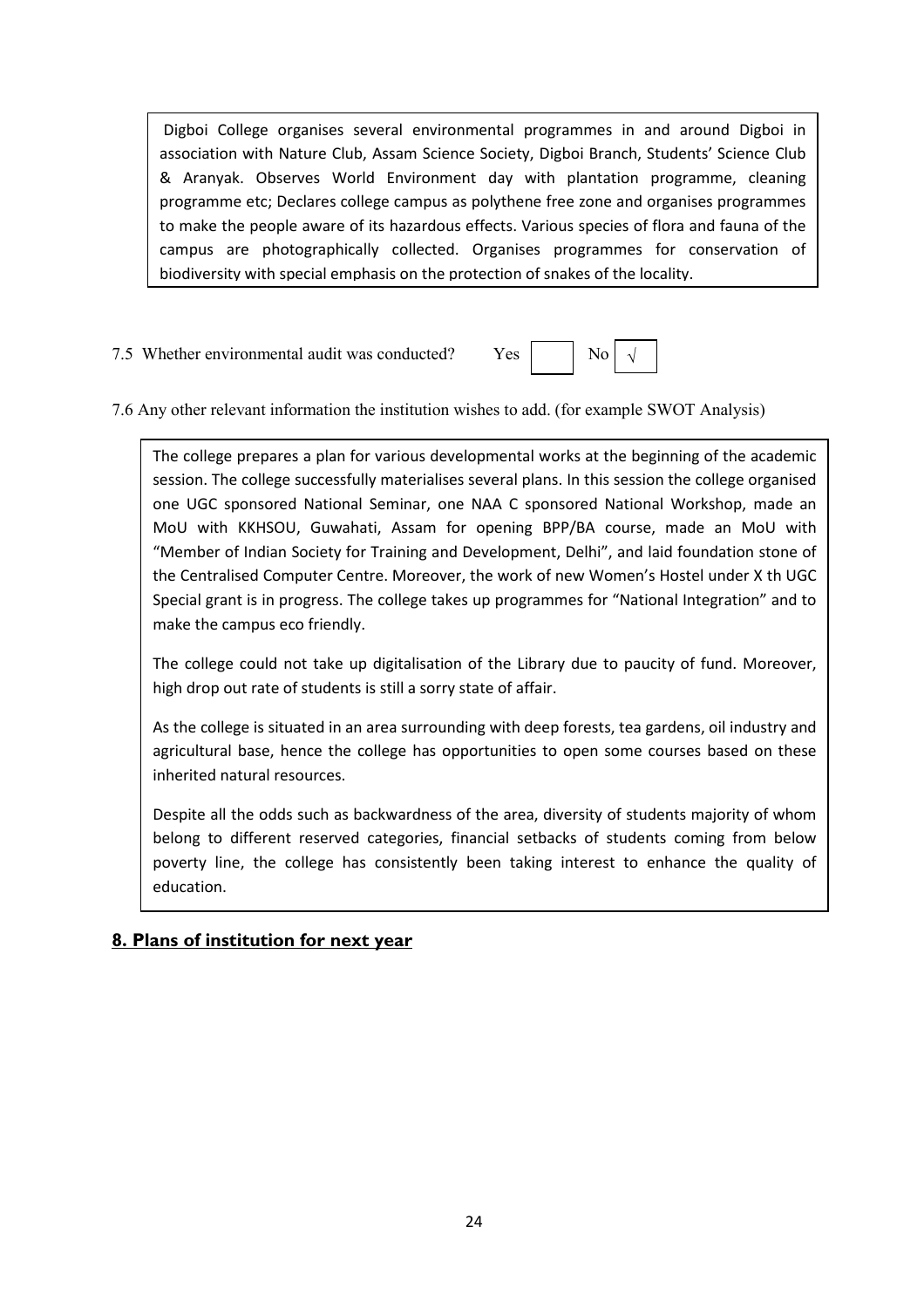Digboi College organises several environmental programmes in and around Digboi in association with Nature Club, Assam Science Society, Digboi Branch, Students' Science Club & Aranyak. Observes World Environment day with plantation programme, cleaning programme etc; Declares college campus as polythene free zone and organises programmes to make the people aware of its hazardous effects. Various species of flora and fauna of the campus are photographically collected. Organises programmes for conservation of biodiversity with special emphasis on the protection of snakes of the locality.

7.5 Whether environmental audit was conducted? Yes [ ] No [√]

7.6 Any other relevant information the institution wishes to add. (for example SWOT Analysis)

The college prepares a plan for various developmental works at the beginning of the academic session. The college successfully materialises several plans. In this session the college organised one UGC sponsored National Seminar, one NAA C sponsored National Workshop, made an MoU with KKHSOU, Guwahati, Assam for opening BPP/BA course, made an MoU with "Member of Indian Society for Training and Development, Delhi", and laid foundation stone of the Centralised Computer Centre. Moreover, the work of new Women's Hostel under X th UGC Special grant is in progress. The college takes up programmes for "National Integration" and to make the campus eco friendly.

The college could not take up digitalisation of the Library due to paucity of fund. Moreover, high drop out rate of students is still a sorry state of affair.

As the college is situated in an area surrounding with deep forests, tea gardens, oil industry and agricultural base, hence the college has opportunities to open some courses based on these inherited natural resources.

Despite all the odds such as backwardness of the area, diversity of students majority of whom belong to different reserved categories, financial setbacks of students coming from below poverty line, the college has consistently been taking interest to enhance the quality of education.

## 8. Plans of institution for next year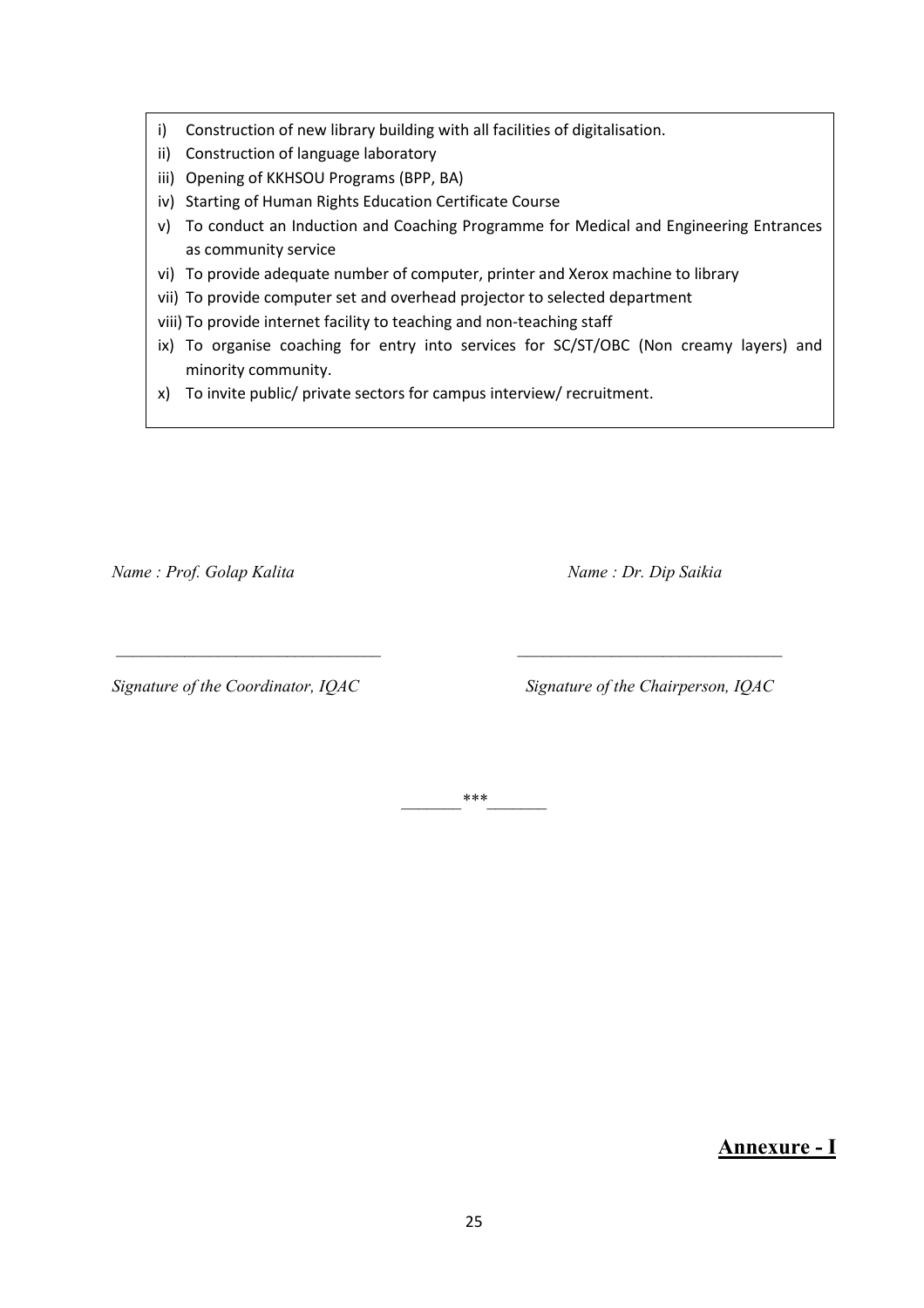i) Construction of new library building with all facilities of digitalisation.
ii) Construction of language laboratory
iii) Opening of KKHSOU Programs (BPP, BA)
iv) Starting of Human Rights Education Certificate Course
v) To conduct an Induction and Coaching Programme for Medical and Engineering Entrances as community service
vi) To provide adequate number of computer, printer and Xerox machine to library
vii) To provide computer set and overhead projector to selected department
viii) To provide internet facility to teaching and non-teaching staff
ix) To organise coaching for entry into services for SC/ST/OBC (Non creamy layers) and minority community.
x) To invite public/ private sectors for campus interview/ recruitment.

*Name : Prof. Golap Kalita*

_______________________________

*Signature of the Coordinator, IQAC*

*Name : Dr. Dip Saikia*

_______________________________

*Signature of the Chairperson, IQAC*

_______***_______

## Annexure - I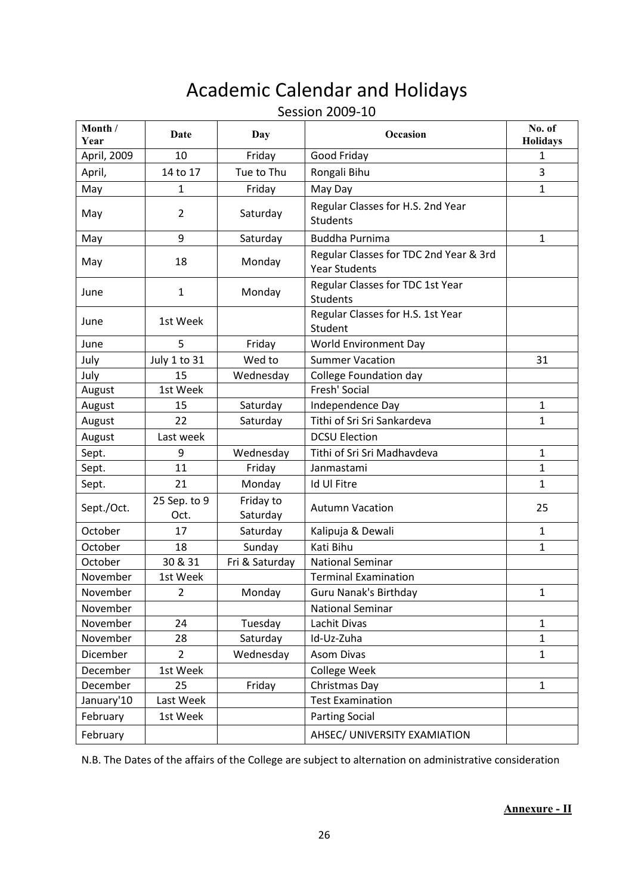# Academic Calendar and Holidays

Session 2009-10

| Month / Year | Date | Day | Occasion | No. of Holidays |
|---|---|---|---|---|
| April, 2009 | 10 | Friday | Good Friday | 1 |
| April, | 14 to 17 | Tue to Thu | Rongali Bihu | 3 |
| May | 1 | Friday | May Day | 1 |
| May | 2 | Saturday | Regular Classes for H.S. 2nd Year Students | |
| May | 9 | Saturday | Buddha Purnima | 1 |
| May | 18 | Monday | Regular Classes for TDC 2nd Year & 3rd Year Students | |
| June | 1 | Monday | Regular Classes for TDC 1st Year Students | |
| June | 1st Week | | Regular Classes for H.S. 1st Year Student | |
| June | 5 | Friday | World Environment Day | |
| July | July 1 to 31 | Wed to | Summer Vacation | 31 |
| July | 15 | Wednesday | College Foundation day | |
| August | 1st Week | | Fresh' Social | |
| August | 15 | Saturday | Independence Day | 1 |
| August | 22 | Saturday | Tithi of Sri Sri Sankardeva | 1 |
| August | Last week | | DCSU Election | |
| Sept. | 9 | Wednesday | Tithi of Sri Sri Madhavdeva | 1 |
| Sept. | 11 | Friday | Janmastami | 1 |
| Sept. | 21 | Monday | Id Ul Fitre | 1 |
| Sept./Oct. | 25 Sep. to 9 Oct. | Friday to Saturday | Autumn Vacation | 25 |
| October | 17 | Saturday | Kalipuja & Dewali | 1 |
| October | 18 | Sunday | Kati Bihu | 1 |
| October | 30 & 31 | Fri & Saturday | National Seminar | |
| November | 1st Week | | Terminal Examination | |
| November | 2 | Monday | Guru Nanak's Birthday | 1 |
| November | | | National Seminar | |
| November | 24 | Tuesday | Lachit Divas | 1 |
| November | 28 | Saturday | Id-Uz-Zuha | 1 |
| Dicember | 2 | Wednesday | Asom Divas | 1 |
| December | 1st Week | | College Week | |
| December | 25 | Friday | Christmas Day | 1 |
| January'10 | Last Week | | Test Examination | |
| February | 1st Week | | Parting Social | |
| February | | | AHSEC/ UNIVERSITY EXAMIATION | |

N.B. The Dates of the affairs of the College are subject to alternation on administrative consideration

**Annexure - II**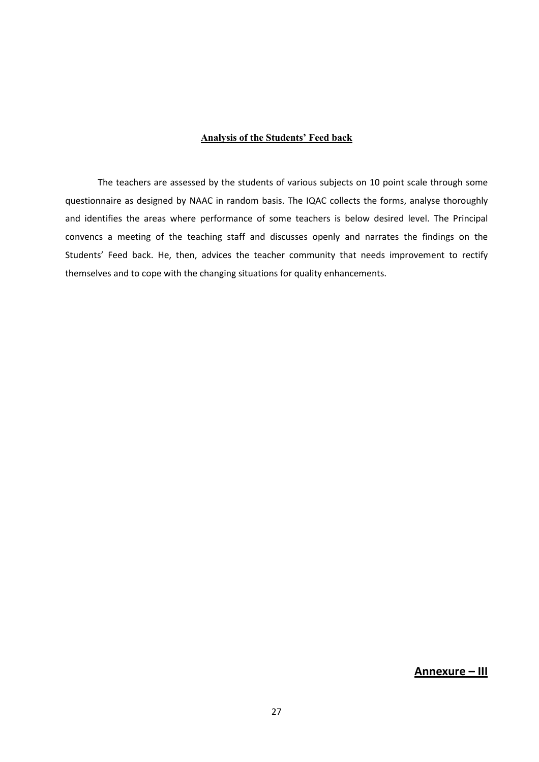## Analysis of the Students' Feed back

The teachers are assessed by the students of various subjects on 10 point scale through some questionnaire as designed by NAAC in random basis. The IQAC collects the forms, analyse thoroughly and identifies the areas where performance of some teachers is below desired level. The Principal convencs a meeting of the teaching staff and discusses openly and narrates the findings on the Students' Feed back. He, then, advices the teacher community that needs improvement to rectify themselves and to cope with the changing situations for quality enhancements.

**Annexure – III**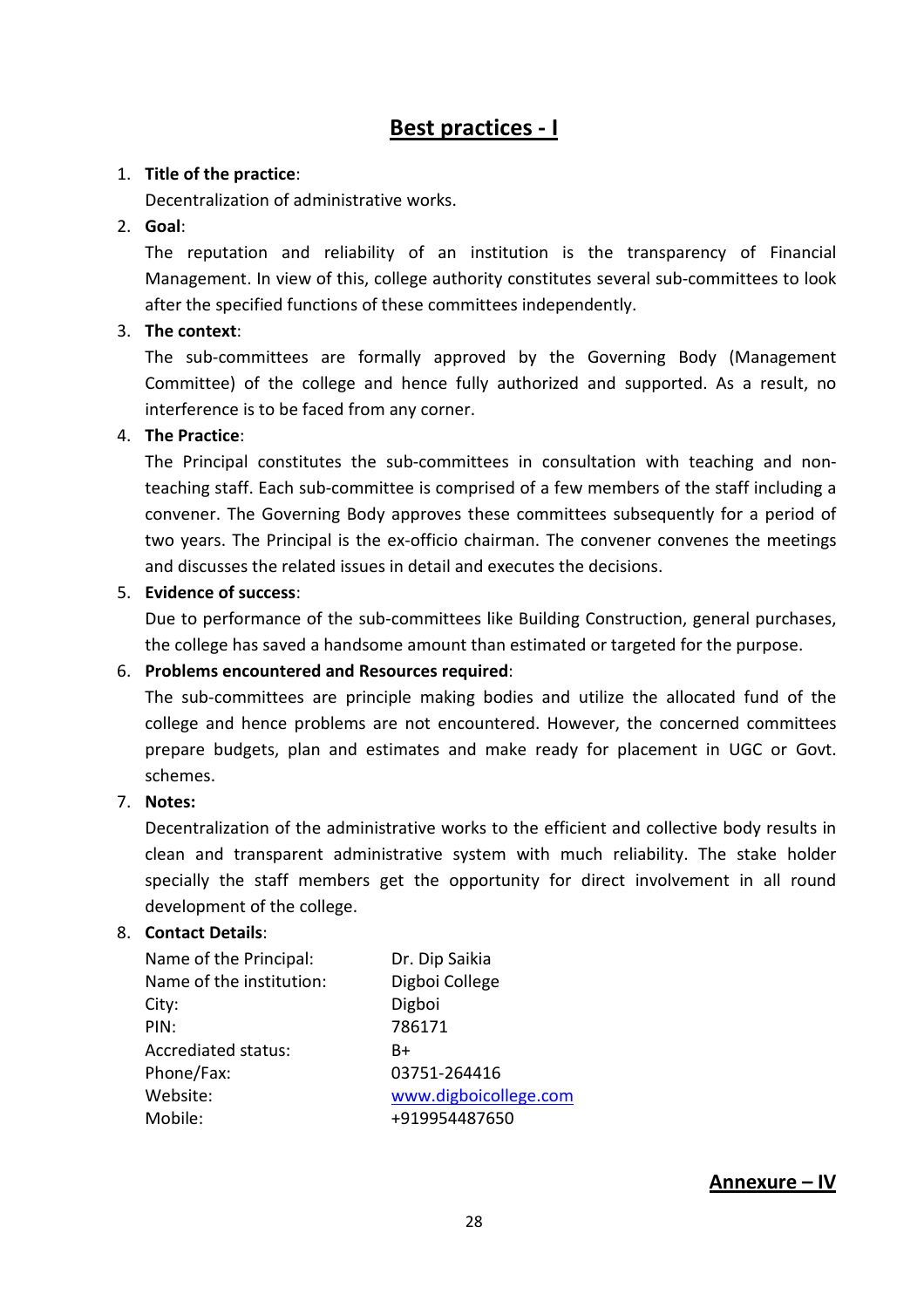# Best practices - I

1. **Title of the practice**:
   Decentralization of administrative works.
2. **Goal**:
   The reputation and reliability of an institution is the transparency of Financial Management. In view of this, college authority constitutes several sub-committees to look after the specified functions of these committees independently.
3. **The context**:
   The sub-committees are formally approved by the Governing Body (Management Committee) of the college and hence fully authorized and supported. As a result, no interference is to be faced from any corner.
4. **The Practice**:
   The Principal constitutes the sub-committees in consultation with teaching and non-teaching staff. Each sub-committee is comprised of a few members of the staff including a convener. The Governing Body approves these committees subsequently for a period of two years. The Principal is the ex-officio chairman. The convener convenes the meetings and discusses the related issues in detail and executes the decisions.
5. **Evidence of success**:
   Due to performance of the sub-committees like Building Construction, general purchases, the college has saved a handsome amount than estimated or targeted for the purpose.
6. **Problems encountered and Resources required**:
   The sub-committees are principle making bodies and utilize the allocated fund of the college and hence problems are not encountered. However, the concerned committees prepare budgets, plan and estimates and make ready for placement in UGC or Govt. schemes.
7. **Notes:**
   Decentralization of the administrative works to the efficient and collective body results in clean and transparent administrative system with much reliability. The stake holder specially the staff members get the opportunity for direct involvement in all round development of the college.
8. **Contact Details**:

| | |
|---|---|
| Name of the Principal: | Dr. Dip Saikia |
| Name of the institution: | Digboi College |
| City: | Digboi |
| PIN: | 786171 |
| Accrediated status: | B+ |
| Phone/Fax: | 03751-264416 |
| Website: | www.digboicollege.com |
| Mobile: | +919954487650 |

**Annexure – IV**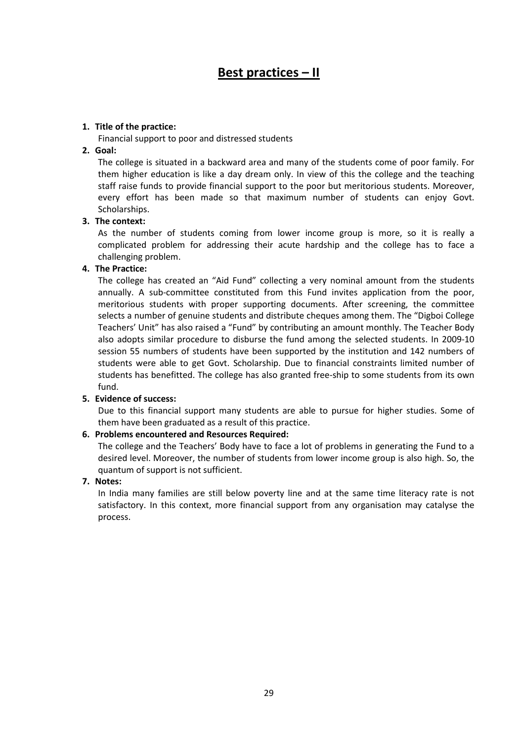# Best practices – II

1. **Title of the practice:**

   Financial support to poor and distressed students

2. **Goal:**

   The college is situated in a backward area and many of the students come of poor family. For them higher education is like a day dream only. In view of this the college and the teaching staff raise funds to provide financial support to the poor but meritorious students. Moreover, every effort has been made so that maximum number of students can enjoy Govt. Scholarships.

3. **The context:**

   As the number of students coming from lower income group is more, so it is really a complicated problem for addressing their acute hardship and the college has to face a challenging problem.

4. **The Practice:**

   The college has created an "Aid Fund" collecting a very nominal amount from the students annually. A sub-committee constituted from this Fund invites application from the poor, meritorious students with proper supporting documents. After screening, the committee selects a number of genuine students and distribute cheques among them. The "Digboi College Teachers' Unit" has also raised a "Fund" by contributing an amount monthly. The Teacher Body also adopts similar procedure to disburse the fund among the selected students. In 2009-10 session 55 numbers of students have been supported by the institution and 142 numbers of students were able to get Govt. Scholarship. Due to financial constraints limited number of students has benefitted. The college has also granted free-ship to some students from its own fund.

5. **Evidence of success:**

   Due to this financial support many students are able to pursue for higher studies. Some of them have been graduated as a result of this practice.

6. **Problems encountered and Resources Required:**

   The college and the Teachers' Body have to face a lot of problems in generating the Fund to a desired level. Moreover, the number of students from lower income group is also high. So, the quantum of support is not sufficient.

7. **Notes:**

   In India many families are still below poverty line and at the same time literacy rate is not satisfactory. In this context, more financial support from any organisation may catalyse the process.